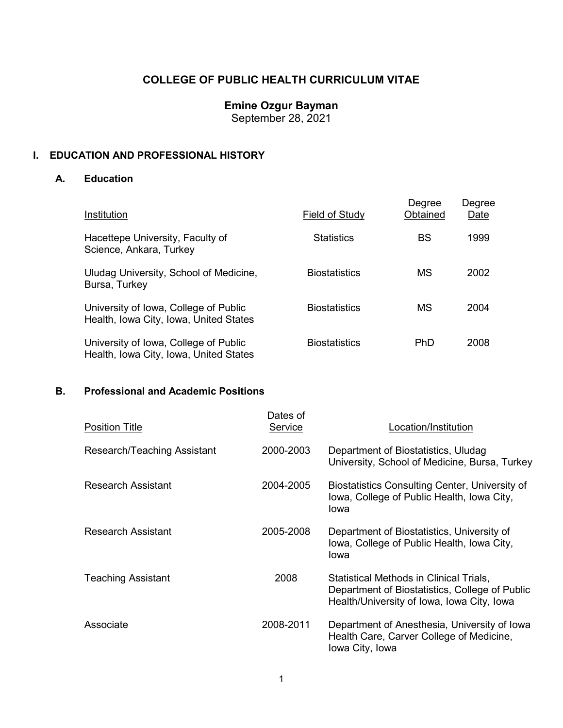# COLLEGE OF PUBLIC HEALTH CURRICULUM VITAE

## Emine Ozgur Bayman

September 28, 2021

## I. EDUCATION AND PROFESSIONAL HISTORY

### A. Education

| Institution | Field of Study | Degree Obtained | Degree Date |
|---|---|---|---|
| Hacettepe University, Faculty of Science, Ankara, Turkey | Statistics | BS | 1999 |
| Uludag University, School of Medicine, Bursa, Turkey | Biostatistics | MS | 2002 |
| University of Iowa, College of Public Health, Iowa City, Iowa, United States | Biostatistics | MS | 2004 |
| University of Iowa, College of Public Health, Iowa City, Iowa, United States | Biostatistics | PhD | 2008 |

### B. Professional and Academic Positions

| Position Title | Dates of Service | Location/Institution |
|---|---|---|
| Research/Teaching Assistant | 2000-2003 | Department of Biostatistics, Uludag University, School of Medicine, Bursa, Turkey |
| Research Assistant | 2004-2005 | Biostatistics Consulting Center, University of Iowa, College of Public Health, Iowa City, Iowa |
| Research Assistant | 2005-2008 | Department of Biostatistics, University of Iowa, College of Public Health, Iowa City, Iowa |
| Teaching Assistant | 2008 | Statistical Methods in Clinical Trials, Department of Biostatistics, College of Public Health/University of Iowa, Iowa City, Iowa |
| Associate | 2008-2011 | Department of Anesthesia, University of Iowa Health Care, Carver College of Medicine, Iowa City, Iowa |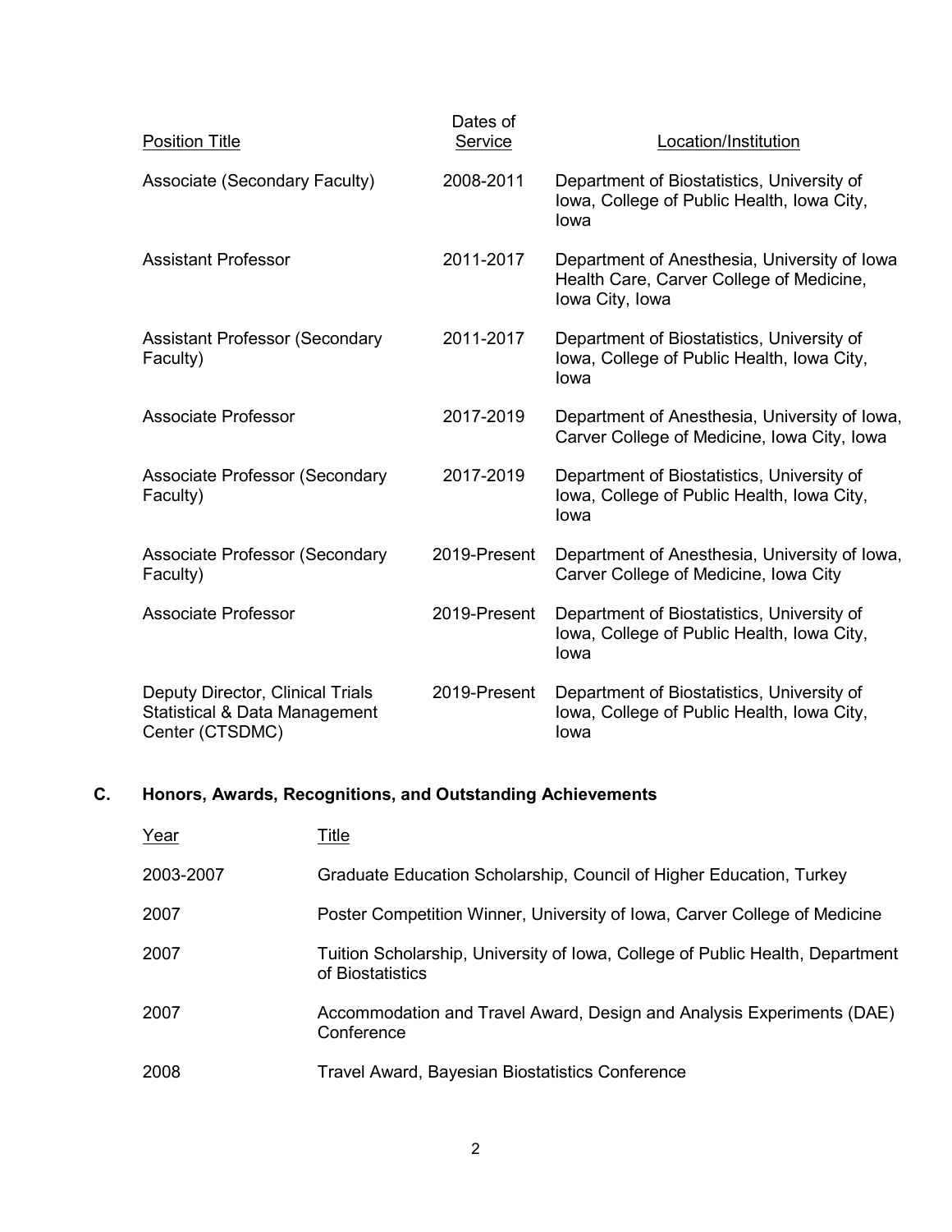| Position Title | Dates of Service | Location/Institution |
|---|---|---|
| Associate (Secondary Faculty) | 2008-2011 | Department of Biostatistics, University of Iowa, College of Public Health, Iowa City, Iowa |
| Assistant Professor | 2011-2017 | Department of Anesthesia, University of Iowa Health Care, Carver College of Medicine, Iowa City, Iowa |
| Assistant Professor (Secondary Faculty) | 2011-2017 | Department of Biostatistics, University of Iowa, College of Public Health, Iowa City, Iowa |
| Associate Professor | 2017-2019 | Department of Anesthesia, University of Iowa, Carver College of Medicine, Iowa City, Iowa |
| Associate Professor (Secondary Faculty) | 2017-2019 | Department of Biostatistics, University of Iowa, College of Public Health, Iowa City, Iowa |
| Associate Professor (Secondary Faculty) | 2019-Present | Department of Anesthesia, University of Iowa, Carver College of Medicine, Iowa City |
| Associate Professor | 2019-Present | Department of Biostatistics, University of Iowa, College of Public Health, Iowa City, Iowa |
| Deputy Director, Clinical Trials Statistical & Data Management Center (CTSDMC) | 2019-Present | Department of Biostatistics, University of Iowa, College of Public Health, Iowa City, Iowa |

## C. Honors, Awards, Recognitions, and Outstanding Achievements

| Year | Title |
|---|---|
| 2003-2007 | Graduate Education Scholarship, Council of Higher Education, Turkey |
| 2007 | Poster Competition Winner, University of Iowa, Carver College of Medicine |
| 2007 | Tuition Scholarship, University of Iowa, College of Public Health, Department of Biostatistics |
| 2007 | Accommodation and Travel Award, Design and Analysis Experiments (DAE) Conference |
| 2008 | Travel Award, Bayesian Biostatistics Conference |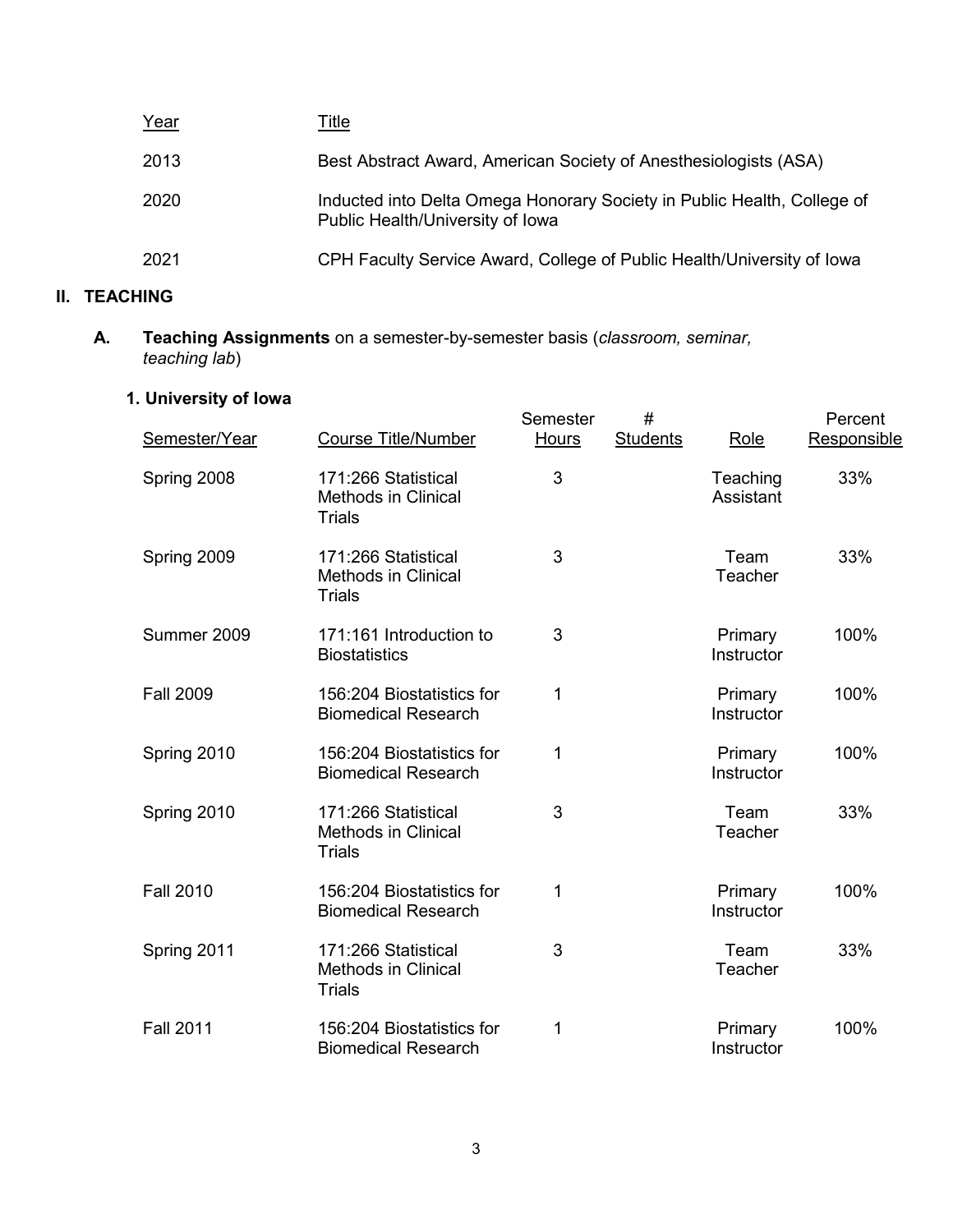| Year | Title |
| --- | --- |
| 2013 | Best Abstract Award, American Society of Anesthesiologists (ASA) |
| 2020 | Inducted into Delta Omega Honorary Society in Public Health, College of Public Health/University of Iowa |
| 2021 | CPH Faculty Service Award, College of Public Health/University of Iowa |

## II. TEACHING

### A. **Teaching Assignments** on a semester-by-semester basis (*classroom, seminar, teaching lab*)

#### 1. University of Iowa

| Semester/Year | Course Title/Number | Semester Hours | # Students | Role | Percent Responsible |
| --- | --- | --- | --- | --- | --- |
| Spring 2008 | 171:266 Statistical Methods in Clinical Trials | 3 | | Teaching Assistant | 33% |
| Spring 2009 | 171:266 Statistical Methods in Clinical Trials | 3 | | Team Teacher | 33% |
| Summer 2009 | 171:161 Introduction to Biostatistics | 3 | | Primary Instructor | 100% |
| Fall 2009 | 156:204 Biostatistics for Biomedical Research | 1 | | Primary Instructor | 100% |
| Spring 2010 | 156:204 Biostatistics for Biomedical Research | 1 | | Primary Instructor | 100% |
| Spring 2010 | 171:266 Statistical Methods in Clinical Trials | 3 | | Team Teacher | 33% |
| Fall 2010 | 156:204 Biostatistics for Biomedical Research | 1 | | Primary Instructor | 100% |
| Spring 2011 | 171:266 Statistical Methods in Clinical Trials | 3 | | Team Teacher | 33% |
| Fall 2011 | 156:204 Biostatistics for Biomedical Research | 1 | | Primary Instructor | 100% |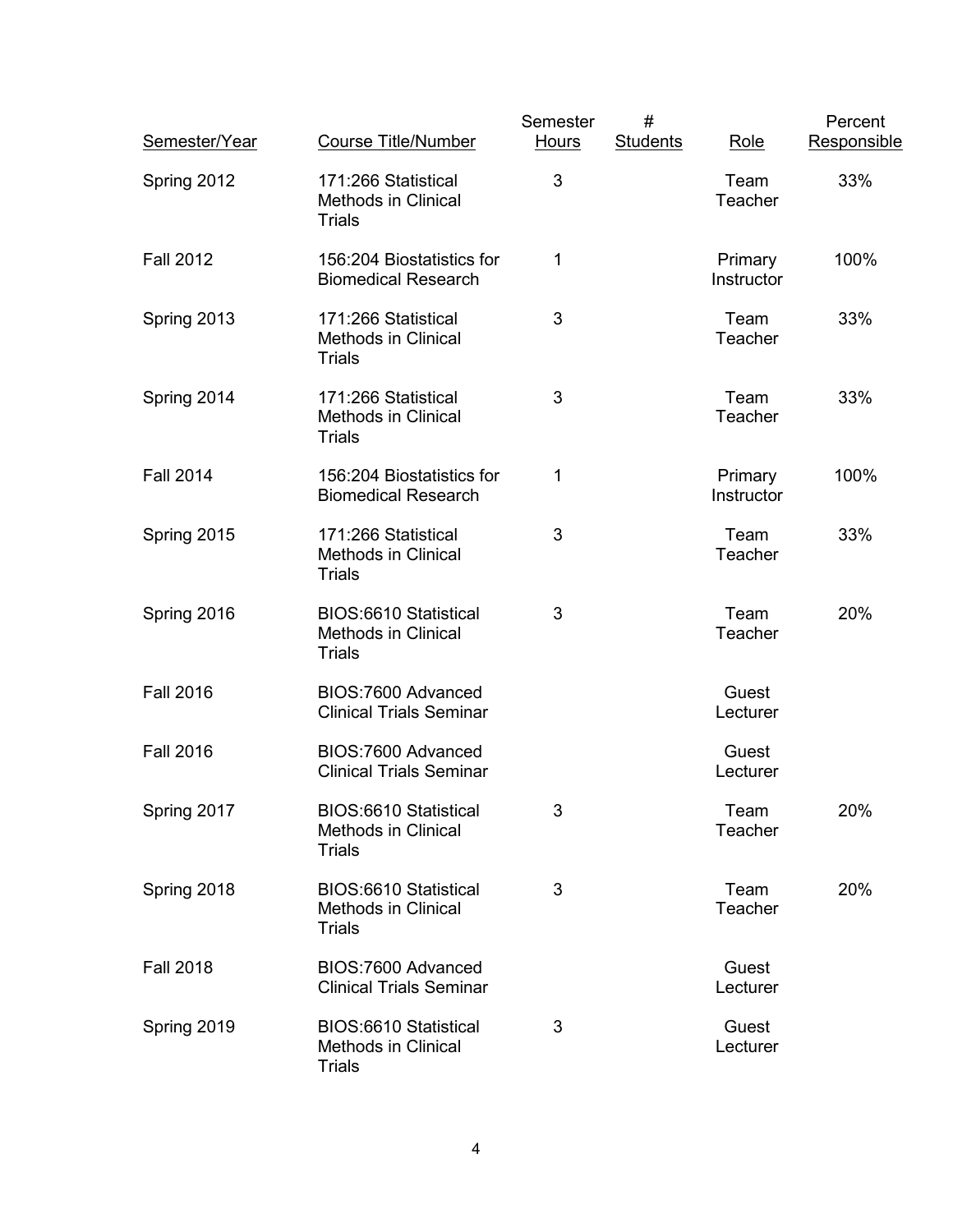| Semester/Year | Course Title/Number | Semester Hours | # Students | Role | Percent Responsible |
|---|---|---|---|---|---|
| Spring 2012 | 171:266 Statistical Methods in Clinical Trials | 3 | | Team Teacher | 33% |
| Fall 2012 | 156:204 Biostatistics for Biomedical Research | 1 | | Primary Instructor | 100% |
| Spring 2013 | 171:266 Statistical Methods in Clinical Trials | 3 | | Team Teacher | 33% |
| Spring 2014 | 171:266 Statistical Methods in Clinical Trials | 3 | | Team Teacher | 33% |
| Fall 2014 | 156:204 Biostatistics for Biomedical Research | 1 | | Primary Instructor | 100% |
| Spring 2015 | 171:266 Statistical Methods in Clinical Trials | 3 | | Team Teacher | 33% |
| Spring 2016 | BIOS:6610 Statistical Methods in Clinical Trials | 3 | | Team Teacher | 20% |
| Fall 2016 | BIOS:7600 Advanced Clinical Trials Seminar | | | Guest Lecturer | |
| Fall 2016 | BIOS:7600 Advanced Clinical Trials Seminar | | | Guest Lecturer | |
| Spring 2017 | BIOS:6610 Statistical Methods in Clinical Trials | 3 | | Team Teacher | 20% |
| Spring 2018 | BIOS:6610 Statistical Methods in Clinical Trials | 3 | | Team Teacher | 20% |
| Fall 2018 | BIOS:7600 Advanced Clinical Trials Seminar | | | Guest Lecturer | |
| Spring 2019 | BIOS:6610 Statistical Methods in Clinical Trials | 3 | | Guest Lecturer | |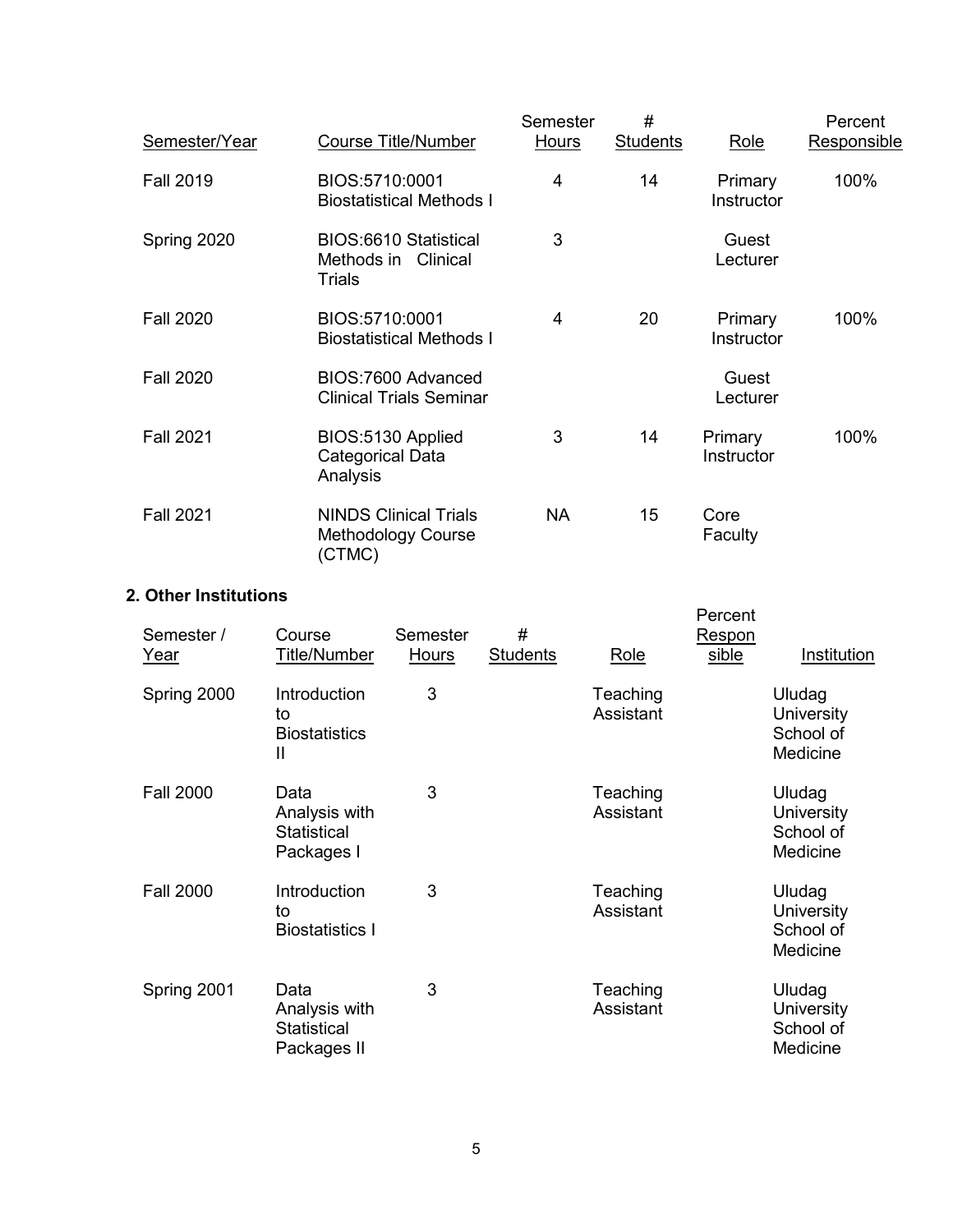| Semester/Year | Course Title/Number | Semester Hours | # Students | Role | Percent Responsible |
|---|---|---|---|---|---|
| Fall 2019 | BIOS:5710:0001 Biostatistical Methods I | 4 | 14 | Primary Instructor | 100% |
| Spring 2020 | BIOS:6610 Statistical Methods in Clinical Trials | 3 | | Guest Lecturer | |
| Fall 2020 | BIOS:5710:0001 Biostatistical Methods I | 4 | 20 | Primary Instructor | 100% |
| Fall 2020 | BIOS:7600 Advanced Clinical Trials Seminar | | | Guest Lecturer | |
| Fall 2021 | BIOS:5130 Applied Categorical Data Analysis | 3 | 14 | Primary Instructor | 100% |
| Fall 2021 | NINDS Clinical Trials Methodology Course (CTMC) | NA | 15 | Core Faculty | |

### 2. Other Institutions

| Semester / Year | Course Title/Number | Semester Hours | # Students | Role | Percent Responsible | Institution |
|---|---|---|---|---|---|---|
| Spring 2000 | Introduction to Biostatistics II | 3 | | Teaching Assistant | | Uludag University School of Medicine |
| Fall 2000 | Data Analysis with Statistical Packages I | 3 | | Teaching Assistant | | Uludag University School of Medicine |
| Fall 2000 | Introduction to Biostatistics I | 3 | | Teaching Assistant | | Uludag University School of Medicine |
| Spring 2001 | Data Analysis with Statistical Packages II | 3 | | Teaching Assistant | | Uludag University School of Medicine |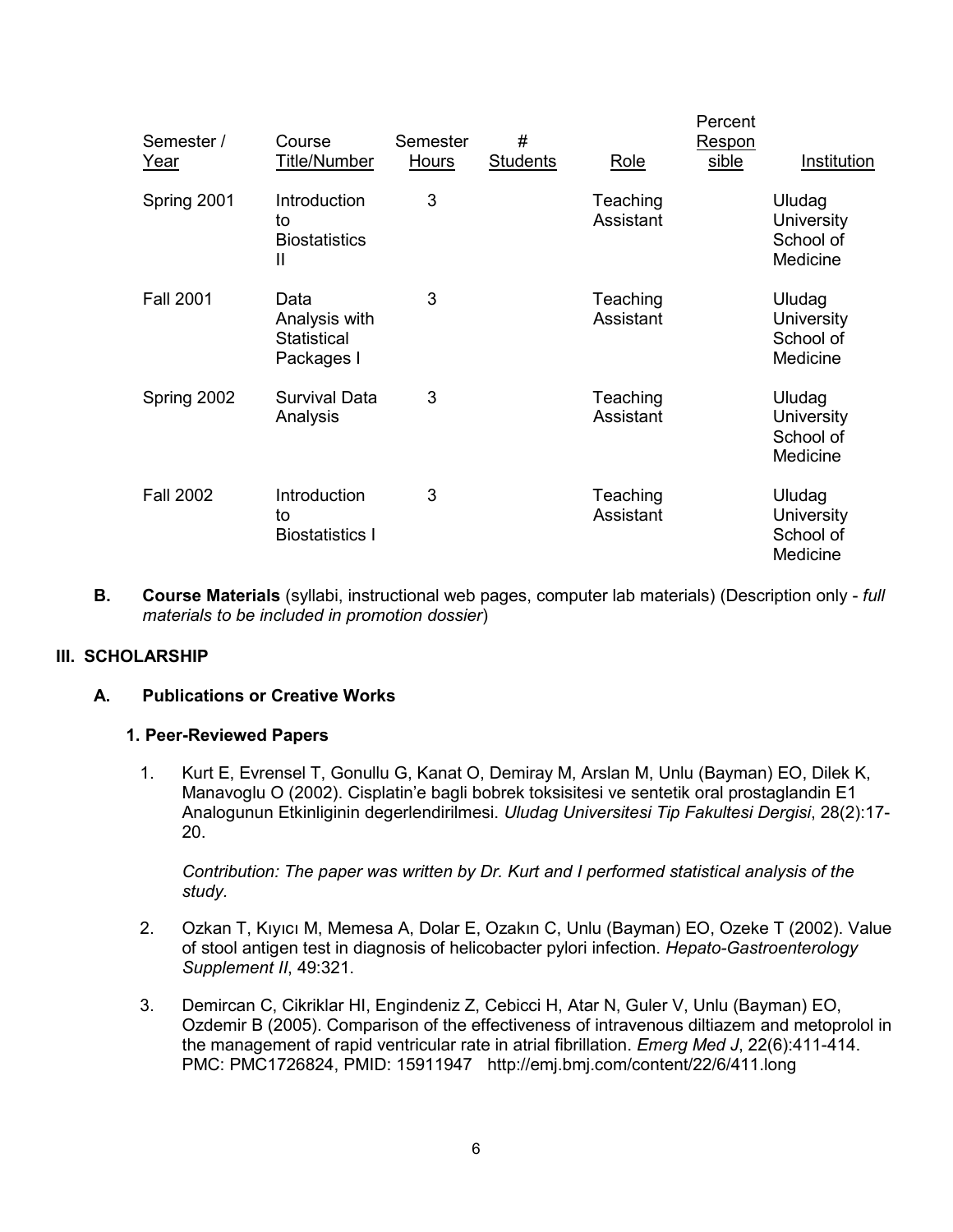| Semester / Year | Course Title/Number | Semester Hours | # Students | Role | Percent Respon sible | Institution |
|---|---|---|---|---|---|---|
| Spring 2001 | Introduction to Biostatistics II | 3 | | Teaching Assistant | | Uludag University School of Medicine |
| Fall 2001 | Data Analysis with Statistical Packages I | 3 | | Teaching Assistant | | Uludag University School of Medicine |
| Spring 2002 | Survival Data Analysis | 3 | | Teaching Assistant | | Uludag University School of Medicine |
| Fall 2002 | Introduction to Biostatistics I | 3 | | Teaching Assistant | | Uludag University School of Medicine |

**B. Course Materials** (syllabi, instructional web pages, computer lab materials) (Description only - *full materials to be included in promotion dossier*)

## III. SCHOLARSHIP

### A. Publications or Creative Works

#### 1. Peer-Reviewed Papers

1. Kurt E, Evrensel T, Gonullu G, Kanat O, Demiray M, Arslan M, Unlu (Bayman) EO, Dilek K, Manavoglu O (2002). Cisplatin'e bagli bobrek toksisitesi ve sentetik oral prostaglandin E1 Analogunun Etkinliginin degerlendirilmesi. *Uludag Universitesi Tip Fakultesi Dergisi*, 28(2):17-20.

   *Contribution: The paper was written by Dr. Kurt and I performed statistical analysis of the study.*

2. Ozkan T, Kıyıcı M, Memesa A, Dolar E, Ozakın C, Unlu (Bayman) EO, Ozeke T (2002). Value of stool antigen test in diagnosis of helicobacter pylori infection. *Hepato-Gastroenterology Supplement II*, 49:321.

3. Demircan C, Cikriklar HI, Engindeniz Z, Cebicci H, Atar N, Guler V, Unlu (Bayman) EO, Ozdemir B (2005). Comparison of the effectiveness of intravenous diltiazem and metoprolol in the management of rapid ventricular rate in atrial fibrillation. *Emerg Med J*, 22(6):411-414. PMC: PMC1726824, PMID: 15911947 http://emj.bmj.com/content/22/6/411.long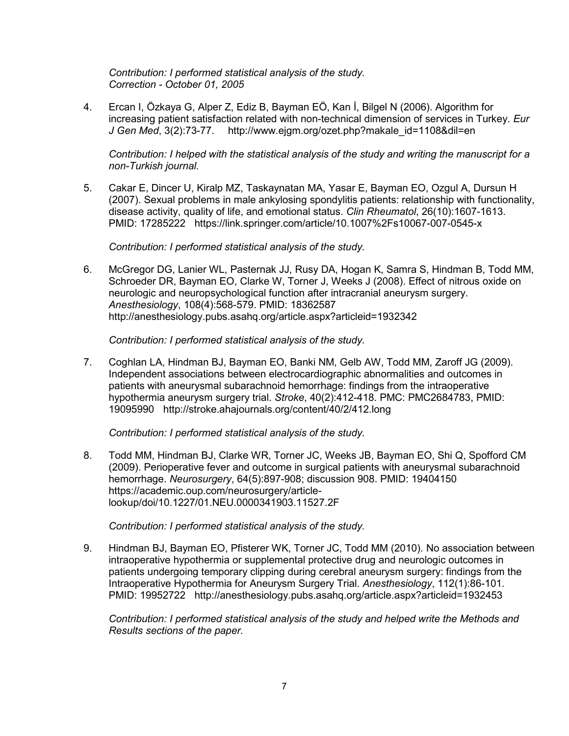*Contribution: I performed statistical analysis of the study.*
*Correction - October 01, 2005*

4. Ercan I, Özkaya G, Alper Z, Ediz B, Bayman EÖ, Kan İ, Bilgel N (2006). Algorithm for increasing patient satisfaction related with non-technical dimension of services in Turkey. *Eur J Gen Med*, 3(2):73-77. http://www.ejgm.org/ozet.php?makale_id=1108&dil=en

   *Contribution: I helped with the statistical analysis of the study and writing the manuscript for a non-Turkish journal.*

5. Cakar E, Dincer U, Kiralp MZ, Taskaynatan MA, Yasar E, Bayman EO, Ozgul A, Dursun H (2007). Sexual problems in male ankylosing spondylitis patients: relationship with functionality, disease activity, quality of life, and emotional status. *Clin Rheumatol*, 26(10):1607-1613. PMID: 17285222 https://link.springer.com/article/10.1007%2Fs10067-007-0545-x

   *Contribution: I performed statistical analysis of the study.*

6. McGregor DG, Lanier WL, Pasternak JJ, Rusy DA, Hogan K, Samra S, Hindman B, Todd MM, Schroeder DR, Bayman EO, Clarke W, Torner J, Weeks J (2008). Effect of nitrous oxide on neurologic and neuropsychological function after intracranial aneurysm surgery. *Anesthesiology*, 108(4):568-579. PMID: 18362587 http://anesthesiology.pubs.asahq.org/article.aspx?articleid=1932342

   *Contribution: I performed statistical analysis of the study.*

7. Coghlan LA, Hindman BJ, Bayman EO, Banki NM, Gelb AW, Todd MM, Zaroff JG (2009). Independent associations between electrocardiographic abnormalities and outcomes in patients with aneurysmal subarachnoid hemorrhage: findings from the intraoperative hypothermia aneurysm surgery trial. *Stroke*, 40(2):412-418. PMC: PMC2684783, PMID: 19095990 http://stroke.ahajournals.org/content/40/2/412.long

   *Contribution: I performed statistical analysis of the study.*

8. Todd MM, Hindman BJ, Clarke WR, Torner JC, Weeks JB, Bayman EO, Shi Q, Spofford CM (2009). Perioperative fever and outcome in surgical patients with aneurysmal subarachnoid hemorrhage. *Neurosurgery*, 64(5):897-908; discussion 908. PMID: 19404150 https://academic.oup.com/neurosurgery/article-lookup/doi/10.1227/01.NEU.0000341903.11527.2F

   *Contribution: I performed statistical analysis of the study.*

9. Hindman BJ, Bayman EO, Pfisterer WK, Torner JC, Todd MM (2010). No association between intraoperative hypothermia or supplemental protective drug and neurologic outcomes in patients undergoing temporary clipping during cerebral aneurysm surgery: findings from the Intraoperative Hypothermia for Aneurysm Surgery Trial. *Anesthesiology*, 112(1):86-101. PMID: 19952722 http://anesthesiology.pubs.asahq.org/article.aspx?articleid=1932453

   *Contribution: I performed statistical analysis of the study and helped write the Methods and Results sections of the paper.*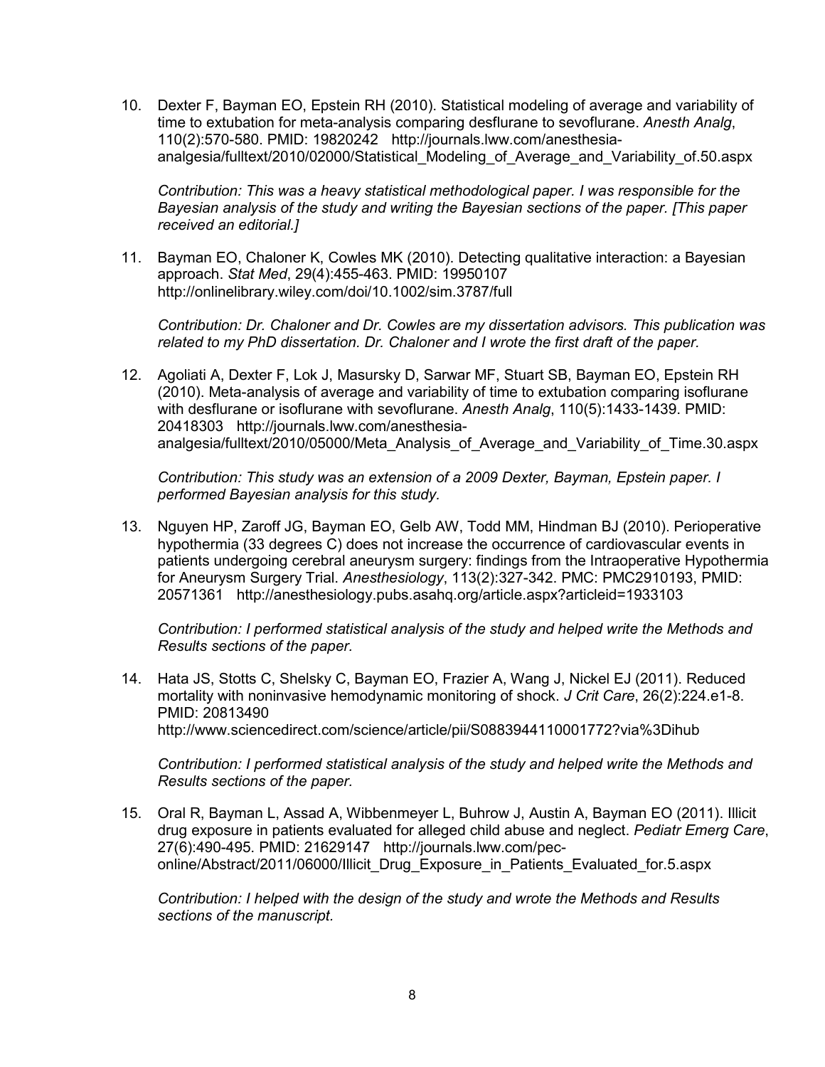10. Dexter F, Bayman EO, Epstein RH (2010). Statistical modeling of average and variability of time to extubation for meta-analysis comparing desflurane to sevoflurane. *Anesth Analg*, 110(2):570-580. PMID: 19820242 http://journals.lww.com/anesthesia-analgesia/fulltext/2010/02000/Statistical_Modeling_of_Average_and_Variability_of.50.aspx

    *Contribution: This was a heavy statistical methodological paper. I was responsible for the Bayesian analysis of the study and writing the Bayesian sections of the paper. [This paper received an editorial.]*

11. Bayman EO, Chaloner K, Cowles MK (2010). Detecting qualitative interaction: a Bayesian approach. *Stat Med*, 29(4):455-463. PMID: 19950107 http://onlinelibrary.wiley.com/doi/10.1002/sim.3787/full

    *Contribution: Dr. Chaloner and Dr. Cowles are my dissertation advisors. This publication was related to my PhD dissertation. Dr. Chaloner and I wrote the first draft of the paper.*

12. Agoliati A, Dexter F, Lok J, Masursky D, Sarwar MF, Stuart SB, Bayman EO, Epstein RH (2010). Meta-analysis of average and variability of time to extubation comparing isoflurane with desflurane or isoflurane with sevoflurane. *Anesth Analg*, 110(5):1433-1439. PMID: 20418303 http://journals.lww.com/anesthesia-analgesia/fulltext/2010/05000/Meta_Analysis_of_Average_and_Variability_of_Time.30.aspx

    *Contribution: This study was an extension of a 2009 Dexter, Bayman, Epstein paper. I performed Bayesian analysis for this study.*

13. Nguyen HP, Zaroff JG, Bayman EO, Gelb AW, Todd MM, Hindman BJ (2010). Perioperative hypothermia (33 degrees C) does not increase the occurrence of cardiovascular events in patients undergoing cerebral aneurysm surgery: findings from the Intraoperative Hypothermia for Aneurysm Surgery Trial. *Anesthesiology*, 113(2):327-342. PMC: PMC2910193, PMID: 20571361 http://anesthesiology.pubs.asahq.org/article.aspx?articleid=1933103

    *Contribution: I performed statistical analysis of the study and helped write the Methods and Results sections of the paper.*

14. Hata JS, Stotts C, Shelsky C, Bayman EO, Frazier A, Wang J, Nickel EJ (2011). Reduced mortality with noninvasive hemodynamic monitoring of shock. *J Crit Care*, 26(2):224.e1-8. PMID: 20813490 http://www.sciencedirect.com/science/article/pii/S0883944110001772?via%3Dihub

    *Contribution: I performed statistical analysis of the study and helped write the Methods and Results sections of the paper.*

15. Oral R, Bayman L, Assad A, Wibbenmeyer L, Buhrow J, Austin A, Bayman EO (2011). Illicit drug exposure in patients evaluated for alleged child abuse and neglect. *Pediatr Emerg Care*, 27(6):490-495. PMID: 21629147 http://journals.lww.com/pec-online/Abstract/2011/06000/Illicit_Drug_Exposure_in_Patients_Evaluated_for.5.aspx

    *Contribution: I helped with the design of the study and wrote the Methods and Results sections of the manuscript.*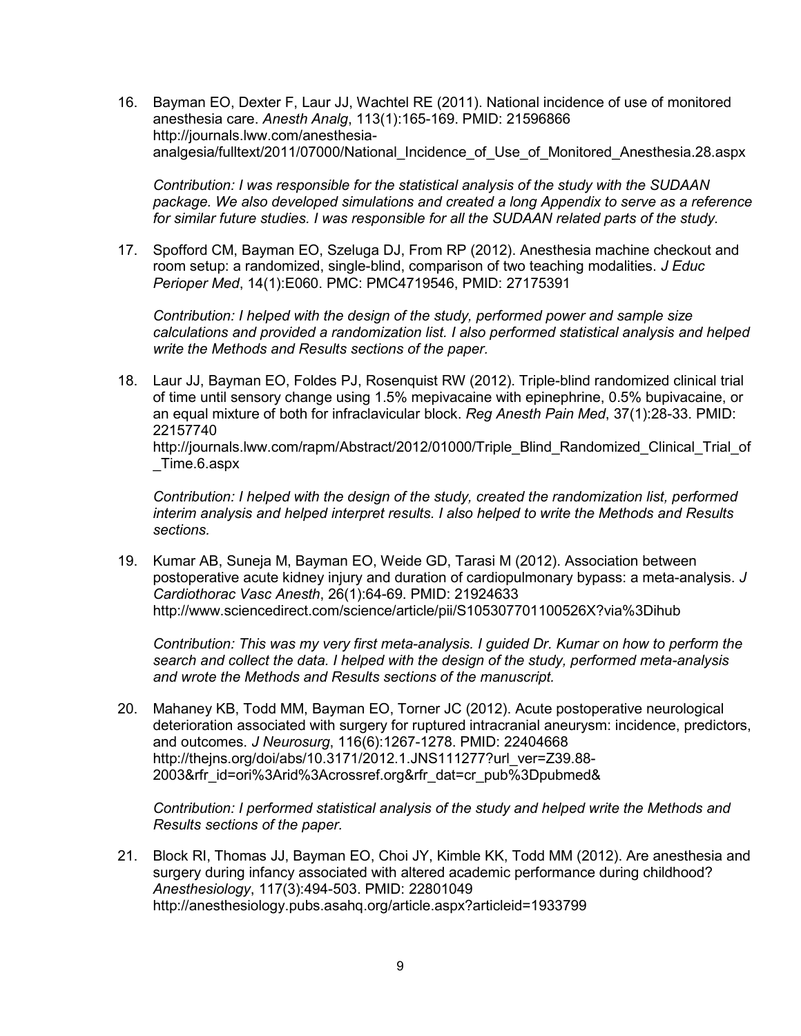16. Bayman EO, Dexter F, Laur JJ, Wachtel RE (2011). National incidence of use of monitored anesthesia care. *Anesth Analg*, 113(1):165-169. PMID: 21596866 http://journals.lww.com/anesthesia-analgesia/fulltext/2011/07000/National_Incidence_of_Use_of_Monitored_Anesthesia.28.aspx

    *Contribution: I was responsible for the statistical analysis of the study with the SUDAAN package. We also developed simulations and created a long Appendix to serve as a reference for similar future studies. I was responsible for all the SUDAAN related parts of the study.*

17. Spofford CM, Bayman EO, Szeluga DJ, From RP (2012). Anesthesia machine checkout and room setup: a randomized, single-blind, comparison of two teaching modalities. *J Educ Perioper Med*, 14(1):E060. PMC: PMC4719546, PMID: 27175391

    *Contribution: I helped with the design of the study, performed power and sample size calculations and provided a randomization list. I also performed statistical analysis and helped write the Methods and Results sections of the paper.*

18. Laur JJ, Bayman EO, Foldes PJ, Rosenquist RW (2012). Triple-blind randomized clinical trial of time until sensory change using 1.5% mepivacaine with epinephrine, 0.5% bupivacaine, or an equal mixture of both for infraclavicular block. *Reg Anesth Pain Med*, 37(1):28-33. PMID: 22157740 http://journals.lww.com/rapm/Abstract/2012/01000/Triple_Blind_Randomized_Clinical_Trial_of_Time.6.aspx

    *Contribution: I helped with the design of the study, created the randomization list, performed interim analysis and helped interpret results. I also helped to write the Methods and Results sections.*

19. Kumar AB, Suneja M, Bayman EO, Weide GD, Tarasi M (2012). Association between postoperative acute kidney injury and duration of cardiopulmonary bypass: a meta-analysis. *J Cardiothorac Vasc Anesth*, 26(1):64-69. PMID: 21924633 http://www.sciencedirect.com/science/article/pii/S105307701100526X?via%3Dihub

    *Contribution: This was my very first meta-analysis. I guided Dr. Kumar on how to perform the search and collect the data. I helped with the design of the study, performed meta-analysis and wrote the Methods and Results sections of the manuscript.*

20. Mahaney KB, Todd MM, Bayman EO, Torner JC (2012). Acute postoperative neurological deterioration associated with surgery for ruptured intracranial aneurysm: incidence, predictors, and outcomes. *J Neurosurg*, 116(6):1267-1278. PMID: 22404668 http://thejns.org/doi/abs/10.3171/2012.1.JNS111277?url_ver=Z39.88-2003&rfr_id=ori%3Arid%3Acrossref.org&rfr_dat=cr_pub%3Dpubmed&

    *Contribution: I performed statistical analysis of the study and helped write the Methods and Results sections of the paper.*

21. Block RI, Thomas JJ, Bayman EO, Choi JY, Kimble KK, Todd MM (2012). Are anesthesia and surgery during infancy associated with altered academic performance during childhood? *Anesthesiology*, 117(3):494-503. PMID: 22801049 http://anesthesiology.pubs.asahq.org/article.aspx?articleid=1933799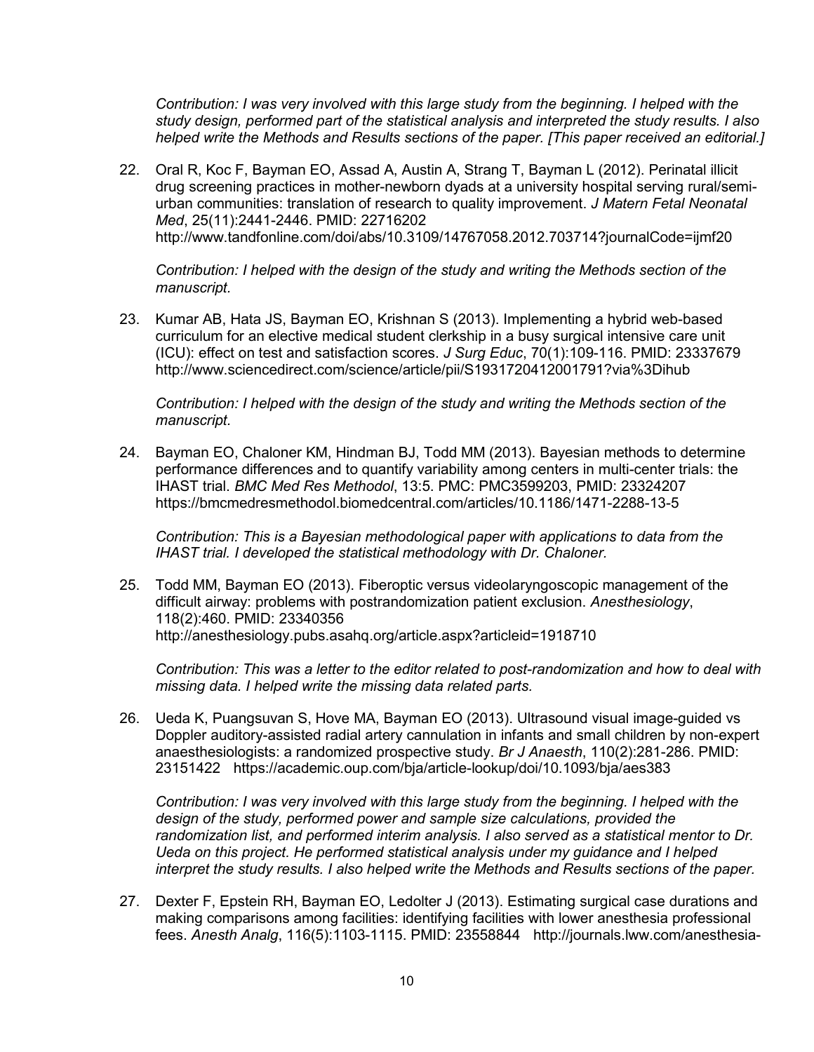*Contribution: I was very involved with this large study from the beginning. I helped with the study design, performed part of the statistical analysis and interpreted the study results. I also helped write the Methods and Results sections of the paper. [This paper received an editorial.]*

22. Oral R, Koc F, Bayman EO, Assad A, Austin A, Strang T, Bayman L (2012). Perinatal illicit drug screening practices in mother-newborn dyads at a university hospital serving rural/semi-urban communities: translation of research to quality improvement. *J Matern Fetal Neonatal Med*, 25(11):2441-2446. PMID: 22716202 http://www.tandfonline.com/doi/abs/10.3109/14767058.2012.703714?journalCode=ijmf20

    *Contribution: I helped with the design of the study and writing the Methods section of the manuscript.*

23. Kumar AB, Hata JS, Bayman EO, Krishnan S (2013). Implementing a hybrid web-based curriculum for an elective medical student clerkship in a busy surgical intensive care unit (ICU): effect on test and satisfaction scores. *J Surg Educ*, 70(1):109-116. PMID: 23337679 http://www.sciencedirect.com/science/article/pii/S1931720412001791?via%3Dihub

    *Contribution: I helped with the design of the study and writing the Methods section of the manuscript.*

24. Bayman EO, Chaloner KM, Hindman BJ, Todd MM (2013). Bayesian methods to determine performance differences and to quantify variability among centers in multi-center trials: the IHAST trial. *BMC Med Res Methodol*, 13:5. PMC: PMC3599203, PMID: 23324207 https://bmcmedresmethodol.biomedcentral.com/articles/10.1186/1471-2288-13-5

    *Contribution: This is a Bayesian methodological paper with applications to data from the IHAST trial. I developed the statistical methodology with Dr. Chaloner.*

25. Todd MM, Bayman EO (2013). Fiberoptic versus videolaryngoscopic management of the difficult airway: problems with postrandomization patient exclusion. *Anesthesiology*, 118(2):460. PMID: 23340356 http://anesthesiology.pubs.asahq.org/article.aspx?articleid=1918710

    *Contribution: This was a letter to the editor related to post-randomization and how to deal with missing data. I helped write the missing data related parts.*

26. Ueda K, Puangsuvan S, Hove MA, Bayman EO (2013). Ultrasound visual image-guided vs Doppler auditory-assisted radial artery cannulation in infants and small children by non-expert anaesthesiologists: a randomized prospective study. *Br J Anaesth*, 110(2):281-286. PMID: 23151422 https://academic.oup.com/bja/article-lookup/doi/10.1093/bja/aes383

    *Contribution: I was very involved with this large study from the beginning. I helped with the design of the study, performed power and sample size calculations, provided the randomization list, and performed interim analysis. I also served as a statistical mentor to Dr. Ueda on this project. He performed statistical analysis under my guidance and I helped interpret the study results. I also helped write the Methods and Results sections of the paper.*

27. Dexter F, Epstein RH, Bayman EO, Ledolter J (2013). Estimating surgical case durations and making comparisons among facilities: identifying facilities with lower anesthesia professional fees. *Anesth Analg*, 116(5):1103-1115. PMID: 23558844 http://journals.lww.com/anesthesia-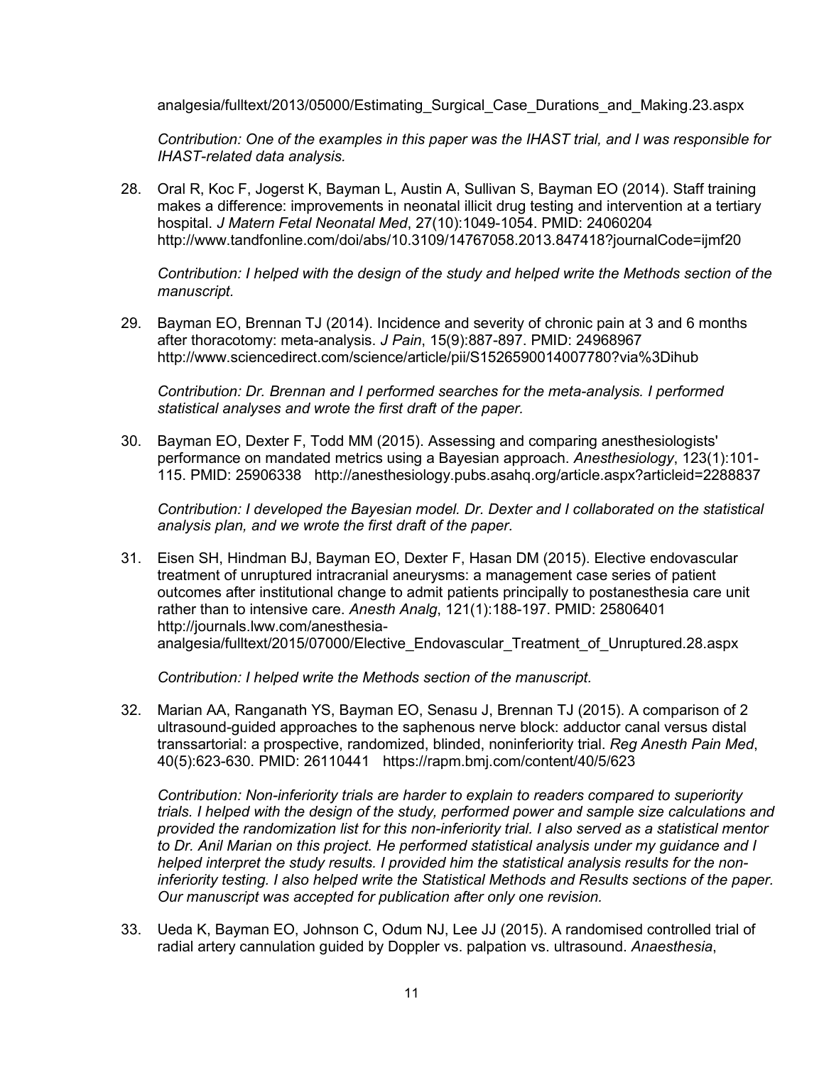analgesia/fulltext/2013/05000/Estimating_Surgical_Case_Durations_and_Making.23.aspx

*Contribution: One of the examples in this paper was the IHAST trial, and I was responsible for IHAST-related data analysis.*

28. Oral R, Koc F, Jogerst K, Bayman L, Austin A, Sullivan S, Bayman EO (2014). Staff training makes a difference: improvements in neonatal illicit drug testing and intervention at a tertiary hospital. *J Matern Fetal Neonatal Med*, 27(10):1049-1054. PMID: 24060204 http://www.tandfonline.com/doi/abs/10.3109/14767058.2013.847418?journalCode=ijmf20

    *Contribution: I helped with the design of the study and helped write the Methods section of the manuscript.*

29. Bayman EO, Brennan TJ (2014). Incidence and severity of chronic pain at 3 and 6 months after thoracotomy: meta-analysis. *J Pain*, 15(9):887-897. PMID: 24968967 http://www.sciencedirect.com/science/article/pii/S1526590014007780?via%3Dihub

    *Contribution: Dr. Brennan and I performed searches for the meta-analysis. I performed statistical analyses and wrote the first draft of the paper.*

30. Bayman EO, Dexter F, Todd MM (2015). Assessing and comparing anesthesiologists' performance on mandated metrics using a Bayesian approach. *Anesthesiology*, 123(1):101-115. PMID: 25906338 http://anesthesiology.pubs.asahq.org/article.aspx?articleid=2288837

    *Contribution: I developed the Bayesian model. Dr. Dexter and I collaborated on the statistical analysis plan, and we wrote the first draft of the paper.*

31. Eisen SH, Hindman BJ, Bayman EO, Dexter F, Hasan DM (2015). Elective endovascular treatment of unruptured intracranial aneurysms: a management case series of patient outcomes after institutional change to admit patients principally to postanesthesia care unit rather than to intensive care. *Anesth Analg*, 121(1):188-197. PMID: 25806401 http://journals.lww.com/anesthesia-analgesia/fulltext/2015/07000/Elective_Endovascular_Treatment_of_Unruptured.28.aspx

    *Contribution: I helped write the Methods section of the manuscript.*

32. Marian AA, Ranganath YS, Bayman EO, Senasu J, Brennan TJ (2015). A comparison of 2 ultrasound-guided approaches to the saphenous nerve block: adductor canal versus distal transsartorial: a prospective, randomized, blinded, noninferiority trial. *Reg Anesth Pain Med*, 40(5):623-630. PMID: 26110441 https://rapm.bmj.com/content/40/5/623

    *Contribution: Non-inferiority trials are harder to explain to readers compared to superiority trials. I helped with the design of the study, performed power and sample size calculations and provided the randomization list for this non-inferiority trial. I also served as a statistical mentor to Dr. Anil Marian on this project. He performed statistical analysis under my guidance and I helped interpret the study results. I provided him the statistical analysis results for the non-inferiority testing. I also helped write the Statistical Methods and Results sections of the paper. Our manuscript was accepted for publication after only one revision.*

33. Ueda K, Bayman EO, Johnson C, Odum NJ, Lee JJ (2015). A randomised controlled trial of radial artery cannulation guided by Doppler vs. palpation vs. ultrasound. *Anaesthesia*,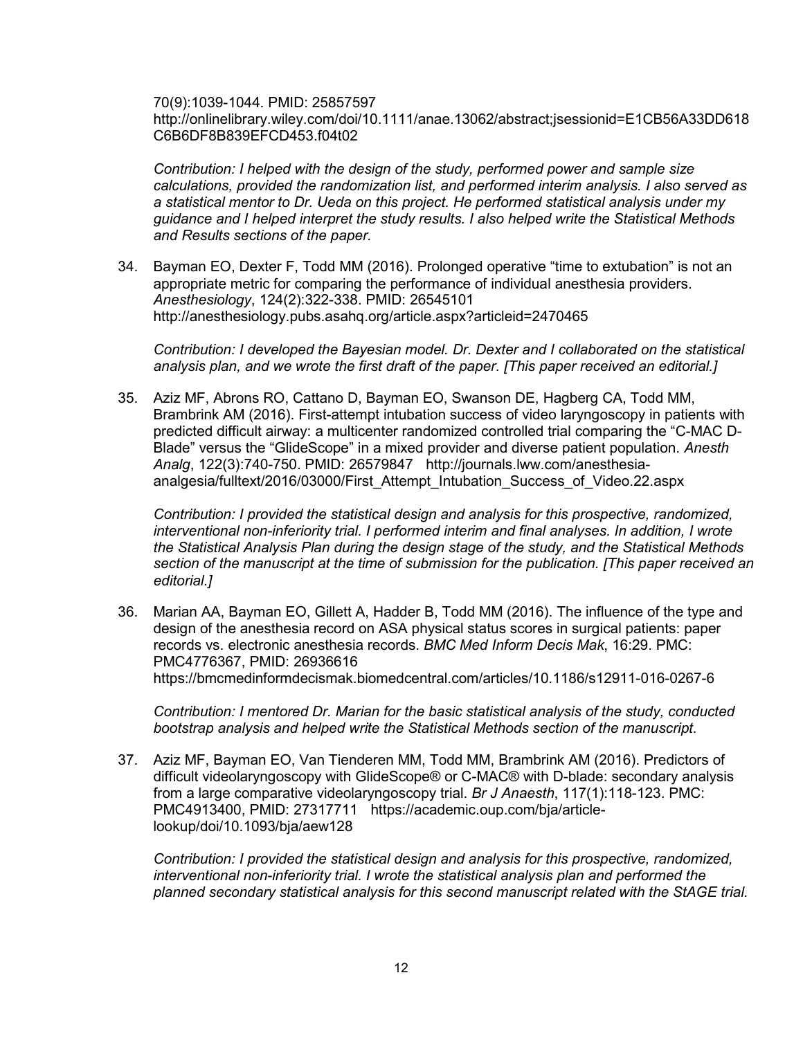70(9):1039-1044. PMID: 25857597
http://onlinelibrary.wiley.com/doi/10.1111/anae.13062/abstract;jsessionid=E1CB56A33DD618C6B6DF8B839EFCD453.f04t02

*Contribution: I helped with the design of the study, performed power and sample size calculations, provided the randomization list, and performed interim analysis. I also served as a statistical mentor to Dr. Ueda on this project. He performed statistical analysis under my guidance and I helped interpret the study results. I also helped write the Statistical Methods and Results sections of the paper.*

34. Bayman EO, Dexter F, Todd MM (2016). Prolonged operative "time to extubation" is not an appropriate metric for comparing the performance of individual anesthesia providers. *Anesthesiology*, 124(2):322-338. PMID: 26545101
http://anesthesiology.pubs.asahq.org/article.aspx?articleid=2470465

    *Contribution: I developed the Bayesian model. Dr. Dexter and I collaborated on the statistical analysis plan, and we wrote the first draft of the paper. [This paper received an editorial.]*

35. Aziz MF, Abrons RO, Cattano D, Bayman EO, Swanson DE, Hagberg CA, Todd MM, Brambrink AM (2016). First-attempt intubation success of video laryngoscopy in patients with predicted difficult airway: a multicenter randomized controlled trial comparing the "C-MAC D-Blade" versus the "GlideScope" in a mixed provider and diverse patient population. *Anesth Analg*, 122(3):740-750. PMID: 26579847 http://journals.lww.com/anesthesia-analgesia/fulltext/2016/03000/First_Attempt_Intubation_Success_of_Video.22.aspx

    *Contribution: I provided the statistical design and analysis for this prospective, randomized, interventional non-inferiority trial. I performed interim and final analyses. In addition, I wrote the Statistical Analysis Plan during the design stage of the study, and the Statistical Methods section of the manuscript at the time of submission for the publication. [This paper received an editorial.]*

36. Marian AA, Bayman EO, Gillett A, Hadder B, Todd MM (2016). The influence of the type and design of the anesthesia record on ASA physical status scores in surgical patients: paper records vs. electronic anesthesia records. *BMC Med Inform Decis Mak*, 16:29. PMC: PMC4776367, PMID: 26936616
https://bmcmedinformdecismak.biomedcentral.com/articles/10.1186/s12911-016-0267-6

    *Contribution: I mentored Dr. Marian for the basic statistical analysis of the study, conducted bootstrap analysis and helped write the Statistical Methods section of the manuscript.*

37. Aziz MF, Bayman EO, Van Tienderen MM, Todd MM, Brambrink AM (2016). Predictors of difficult videolaryngoscopy with GlideScope® or C-MAC® with D-blade: secondary analysis from a large comparative videolaryngoscopy trial. *Br J Anaesth*, 117(1):118-123. PMC: PMC4913400, PMID: 27317711 https://academic.oup.com/bja/article-lookup/doi/10.1093/bja/aew128

    *Contribution: I provided the statistical design and analysis for this prospective, randomized, interventional non-inferiority trial. I wrote the statistical analysis plan and performed the planned secondary statistical analysis for this second manuscript related with the StAGE trial.*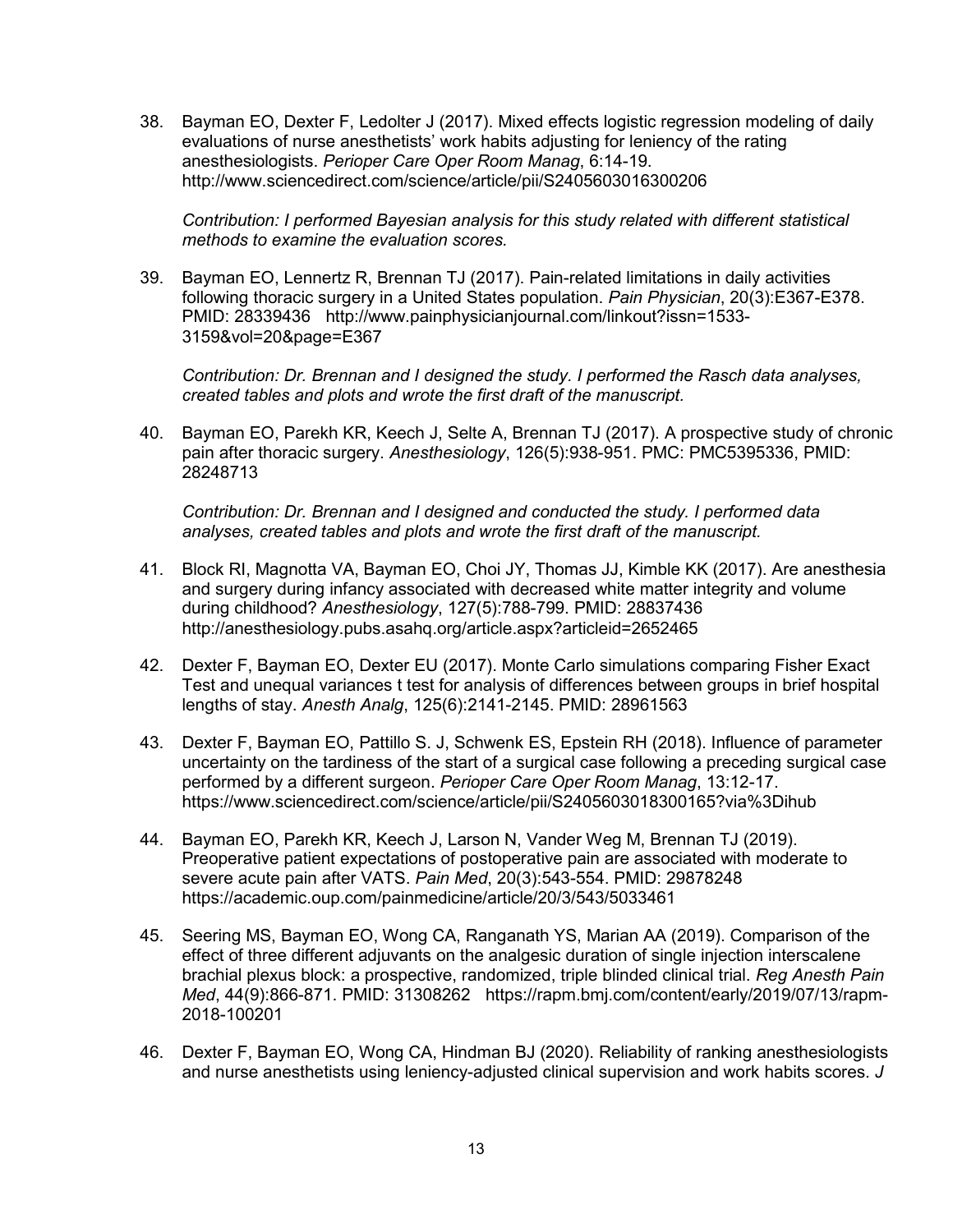38. Bayman EO, Dexter F, Ledolter J (2017). Mixed effects logistic regression modeling of daily evaluations of nurse anesthetists' work habits adjusting for leniency of the rating anesthesiologists. *Perioper Care Oper Room Manag*, 6:14-19. http://www.sciencedirect.com/science/article/pii/S2405603016300206

    *Contribution: I performed Bayesian analysis for this study related with different statistical methods to examine the evaluation scores.*

39. Bayman EO, Lennertz R, Brennan TJ (2017). Pain-related limitations in daily activities following thoracic surgery in a United States population. *Pain Physician*, 20(3):E367-E378. PMID: 28339436 http://www.painphysicianjournal.com/linkout?issn=1533-3159&vol=20&page=E367

    *Contribution: Dr. Brennan and I designed the study. I performed the Rasch data analyses, created tables and plots and wrote the first draft of the manuscript.*

40. Bayman EO, Parekh KR, Keech J, Selte A, Brennan TJ (2017). A prospective study of chronic pain after thoracic surgery. *Anesthesiology*, 126(5):938-951. PMC: PMC5395336, PMID: 28248713

    *Contribution: Dr. Brennan and I designed and conducted the study. I performed data analyses, created tables and plots and wrote the first draft of the manuscript.*

41. Block RI, Magnotta VA, Bayman EO, Choi JY, Thomas JJ, Kimble KK (2017). Are anesthesia and surgery during infancy associated with decreased white matter integrity and volume during childhood? *Anesthesiology*, 127(5):788-799. PMID: 28837436 http://anesthesiology.pubs.asahq.org/article.aspx?articleid=2652465

42. Dexter F, Bayman EO, Dexter EU (2017). Monte Carlo simulations comparing Fisher Exact Test and unequal variances t test for analysis of differences between groups in brief hospital lengths of stay. *Anesth Analg*, 125(6):2141-2145. PMID: 28961563

43. Dexter F, Bayman EO, Pattillo S. J, Schwenk ES, Epstein RH (2018). Influence of parameter uncertainty on the tardiness of the start of a surgical case following a preceding surgical case performed by a different surgeon. *Perioper Care Oper Room Manag*, 13:12-17. https://www.sciencedirect.com/science/article/pii/S2405603018300165?via%3Dihub

44. Bayman EO, Parekh KR, Keech J, Larson N, Vander Weg M, Brennan TJ (2019). Preoperative patient expectations of postoperative pain are associated with moderate to severe acute pain after VATS. *Pain Med*, 20(3):543-554. PMID: 29878248 https://academic.oup.com/painmedicine/article/20/3/543/5033461

45. Seering MS, Bayman EO, Wong CA, Ranganath YS, Marian AA (2019). Comparison of the effect of three different adjuvants on the analgesic duration of single injection interscalene brachial plexus block: a prospective, randomized, triple blinded clinical trial. *Reg Anesth Pain Med*, 44(9):866-871. PMID: 31308262 https://rapm.bmj.com/content/early/2019/07/13/rapm-2018-100201

46. Dexter F, Bayman EO, Wong CA, Hindman BJ (2020). Reliability of ranking anesthesiologists and nurse anesthetists using leniency-adjusted clinical supervision and work habits scores. *J*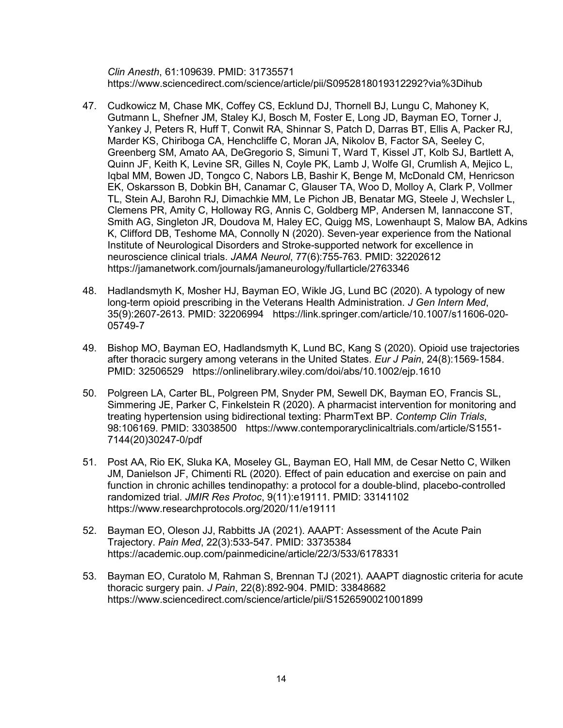*Clin Anesth*, 61:109639. PMID: 31735571 https://www.sciencedirect.com/science/article/pii/S0952818019312292?via%3Dihub

47. Cudkowicz M, Chase MK, Coffey CS, Ecklund DJ, Thornell BJ, Lungu C, Mahoney K, Gutmann L, Shefner JM, Staley KJ, Bosch M, Foster E, Long JD, Bayman EO, Torner J, Yankey J, Peters R, Huff T, Conwit RA, Shinnar S, Patch D, Darras BT, Ellis A, Packer RJ, Marder KS, Chiriboga CA, Henchcliffe C, Moran JA, Nikolov B, Factor SA, Seeley C, Greenberg SM, Amato AA, DeGregorio S, Simuni T, Ward T, Kissel JT, Kolb SJ, Bartlett A, Quinn JF, Keith K, Levine SR, Gilles N, Coyle PK, Lamb J, Wolfe GI, Crumlish A, Mejico L, Iqbal MM, Bowen JD, Tongco C, Nabors LB, Bashir K, Benge M, McDonald CM, Henricson EK, Oskarsson B, Dobkin BH, Canamar C, Glauser TA, Woo D, Molloy A, Clark P, Vollmer TL, Stein AJ, Barohn RJ, Dimachkie MM, Le Pichon JB, Benatar MG, Steele J, Wechsler L, Clemens PR, Amity C, Holloway RG, Annis C, Goldberg MP, Andersen M, Iannaccone ST, Smith AG, Singleton JR, Doudova M, Haley EC, Quigg MS, Lowenhaupt S, Malow BA, Adkins K, Clifford DB, Teshome MA, Connolly N (2020). Seven-year experience from the National Institute of Neurological Disorders and Stroke-supported network for excellence in neuroscience clinical trials. *JAMA Neurol*, 77(6):755-763. PMID: 32202612 https://jamanetwork.com/journals/jamaneurology/fullarticle/2763346

48. Hadlandsmyth K, Mosher HJ, Bayman EO, Wikle JG, Lund BC (2020). A typology of new long-term opioid prescribing in the Veterans Health Administration. *J Gen Intern Med*, 35(9):2607-2613. PMID: 32206994 https://link.springer.com/article/10.1007/s11606-020-05749-7

49. Bishop MO, Bayman EO, Hadlandsmyth K, Lund BC, Kang S (2020). Opioid use trajectories after thoracic surgery among veterans in the United States. *Eur J Pain*, 24(8):1569-1584. PMID: 32506529 https://onlinelibrary.wiley.com/doi/abs/10.1002/ejp.1610

50. Polgreen LA, Carter BL, Polgreen PM, Snyder PM, Sewell DK, Bayman EO, Francis SL, Simmering JE, Parker C, Finkelstein R (2020). A pharmacist intervention for monitoring and treating hypertension using bidirectional texting: PharmText BP. *Contemp Clin Trials*, 98:106169. PMID: 33038500 https://www.contemporaryclinicaltrials.com/article/S1551-7144(20)30247-0/pdf

51. Post AA, Rio EK, Sluka KA, Moseley GL, Bayman EO, Hall MM, de Cesar Netto C, Wilken JM, Danielson JF, Chimenti RL (2020). Effect of pain education and exercise on pain and function in chronic achilles tendinopathy: a protocol for a double-blind, placebo-controlled randomized trial. *JMIR Res Protoc*, 9(11):e19111. PMID: 33141102 https://www.researchprotocols.org/2020/11/e19111

52. Bayman EO, Oleson JJ, Rabbitts JA (2021). AAAPT: Assessment of the Acute Pain Trajectory. *Pain Med*, 22(3):533-547. PMID: 33735384 https://academic.oup.com/painmedicine/article/22/3/533/6178331

53. Bayman EO, Curatolo M, Rahman S, Brennan TJ (2021). AAAPT diagnostic criteria for acute thoracic surgery pain. *J Pain*, 22(8):892-904. PMID: 33848682 https://www.sciencedirect.com/science/article/pii/S1526590021001899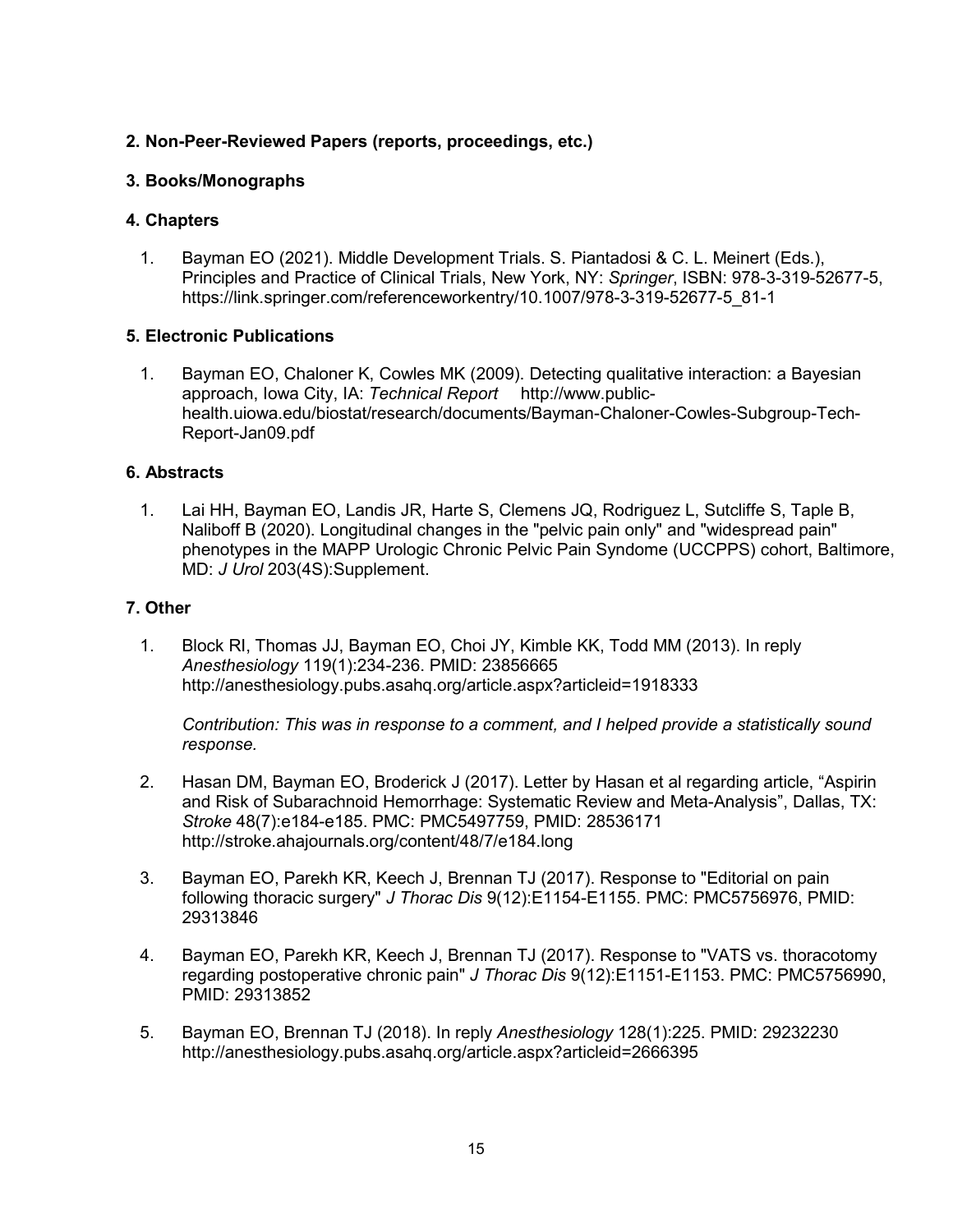## 2. Non-Peer-Reviewed Papers (reports, proceedings, etc.)

## 3. Books/Monographs

## 4. Chapters

1. Bayman EO (2021). Middle Development Trials. S. Piantadosi & C. L. Meinert (Eds.), Principles and Practice of Clinical Trials, New York, NY: *Springer*, ISBN: 978-3-319-52677-5, https://link.springer.com/referenceworkentry/10.1007/978-3-319-52677-5_81-1

## 5. Electronic Publications

1. Bayman EO, Chaloner K, Cowles MK (2009). Detecting qualitative interaction: a Bayesian approach, Iowa City, IA: *Technical Report* http://www.public-health.uiowa.edu/biostat/research/documents/Bayman-Chaloner-Cowles-Subgroup-Tech-Report-Jan09.pdf

## 6. Abstracts

1. Lai HH, Bayman EO, Landis JR, Harte S, Clemens JQ, Rodriguez L, Sutcliffe S, Taple B, Naliboff B (2020). Longitudinal changes in the "pelvic pain only" and "widespread pain" phenotypes in the MAPP Urologic Chronic Pelvic Pain Syndome (UCCPPS) cohort, Baltimore, MD: *J Urol* 203(4S):Supplement.

## 7. Other

1. Block RI, Thomas JJ, Bayman EO, Choi JY, Kimble KK, Todd MM (2013). In reply *Anesthesiology* 119(1):234-236. PMID: 23856665 http://anesthesiology.pubs.asahq.org/article.aspx?articleid=1918333

   *Contribution: This was in response to a comment, and I helped provide a statistically sound response.*

2. Hasan DM, Bayman EO, Broderick J (2017). Letter by Hasan et al regarding article, "Aspirin and Risk of Subarachnoid Hemorrhage: Systematic Review and Meta-Analysis", Dallas, TX: *Stroke* 48(7):e184-e185. PMC: PMC5497759, PMID: 28536171 http://stroke.ahajournals.org/content/48/7/e184.long

3. Bayman EO, Parekh KR, Keech J, Brennan TJ (2017). Response to "Editorial on pain following thoracic surgery" *J Thorac Dis* 9(12):E1154-E1155. PMC: PMC5756976, PMID: 29313846

4. Bayman EO, Parekh KR, Keech J, Brennan TJ (2017). Response to "VATS vs. thoracotomy regarding postoperative chronic pain" *J Thorac Dis* 9(12):E1151-E1153. PMC: PMC5756990, PMID: 29313852

5. Bayman EO, Brennan TJ (2018). In reply *Anesthesiology* 128(1):225. PMID: 29232230 http://anesthesiology.pubs.asahq.org/article.aspx?articleid=2666395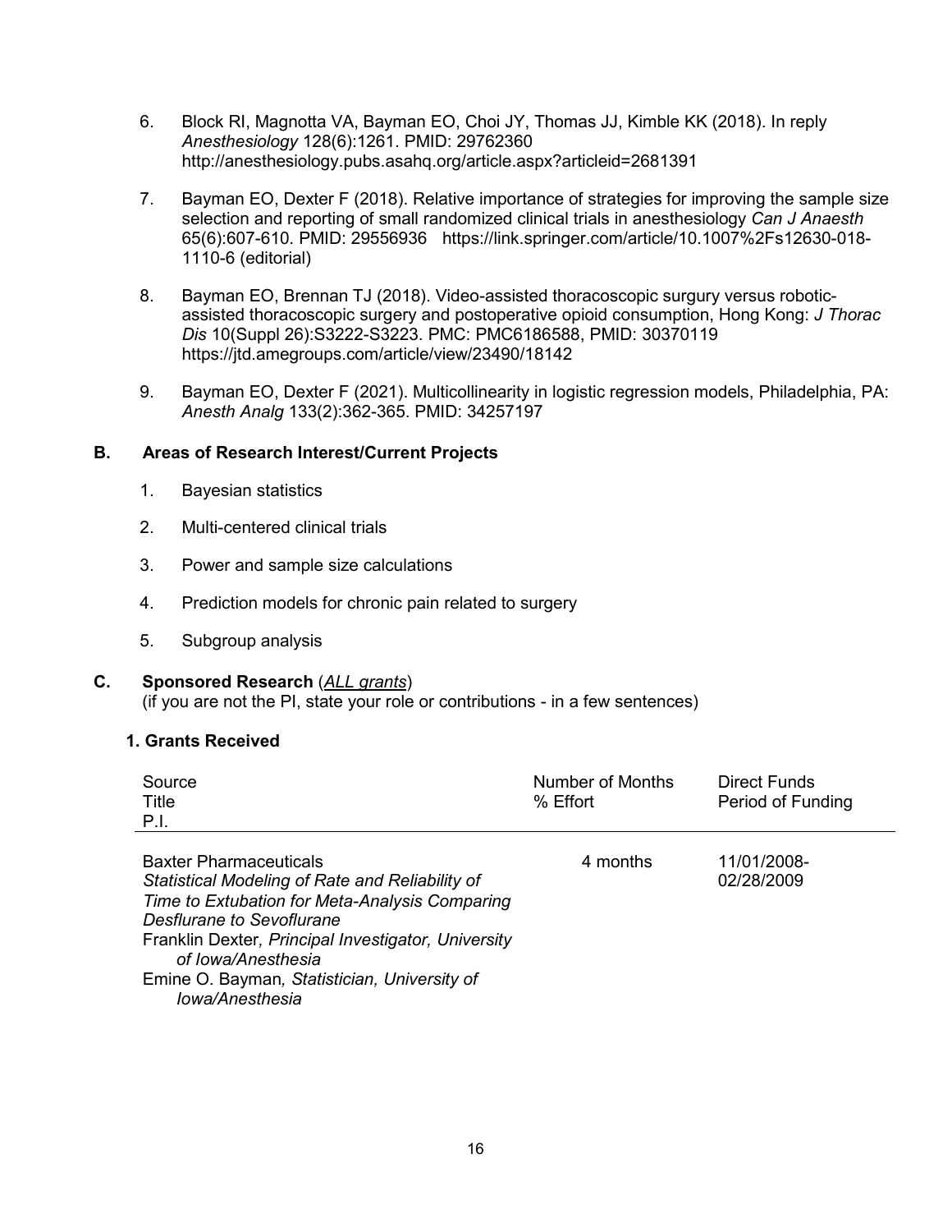6. Block RI, Magnotta VA, Bayman EO, Choi JY, Thomas JJ, Kimble KK (2018). In reply *Anesthesiology* 128(6):1261. PMID: 29762360 http://anesthesiology.pubs.asahq.org/article.aspx?articleid=2681391

7. Bayman EO, Dexter F (2018). Relative importance of strategies for improving the sample size selection and reporting of small randomized clinical trials in anesthesiology *Can J Anaesth* 65(6):607-610. PMID: 29556936 https://link.springer.com/article/10.1007%2Fs12630-018-1110-6 (editorial)

8. Bayman EO, Brennan TJ (2018). Video-assisted thoracoscopic surgury versus robotic-assisted thoracoscopic surgery and postoperative opioid consumption, Hong Kong: *J Thorac Dis* 10(Suppl 26):S3222-S3223. PMC: PMC6186588, PMID: 30370119 https://jtd.amegroups.com/article/view/23490/18142

9. Bayman EO, Dexter F (2021). Multicollinearity in logistic regression models, Philadelphia, PA: *Anesth Analg* 133(2):362-365. PMID: 34257197

### B. Areas of Research Interest/Current Projects

1. Bayesian statistics
2. Multi-centered clinical trials
3. Power and sample size calculations
4. Prediction models for chronic pain related to surgery
5. Subgroup analysis

### C. Sponsored Research (<u>*ALL grants*</u>)

(if you are not the PI, state your role or contributions - in a few sentences)

#### 1. Grants Received

| Source<br>Title<br>P.I. | Number of Months<br>% Effort | Direct Funds<br>Period of Funding |
|---|---|---|
| Baxter Pharmaceuticals<br>*Statistical Modeling of Rate and Reliability of Time to Extubation for Meta-Analysis Comparing Desflurane to Sevoflurane*<br>Franklin Dexter*, Principal Investigator, University of Iowa/Anesthesia*<br>Emine O. Bayman*, Statistician, University of Iowa/Anesthesia* | 4 months | 11/01/2008-02/28/2009 |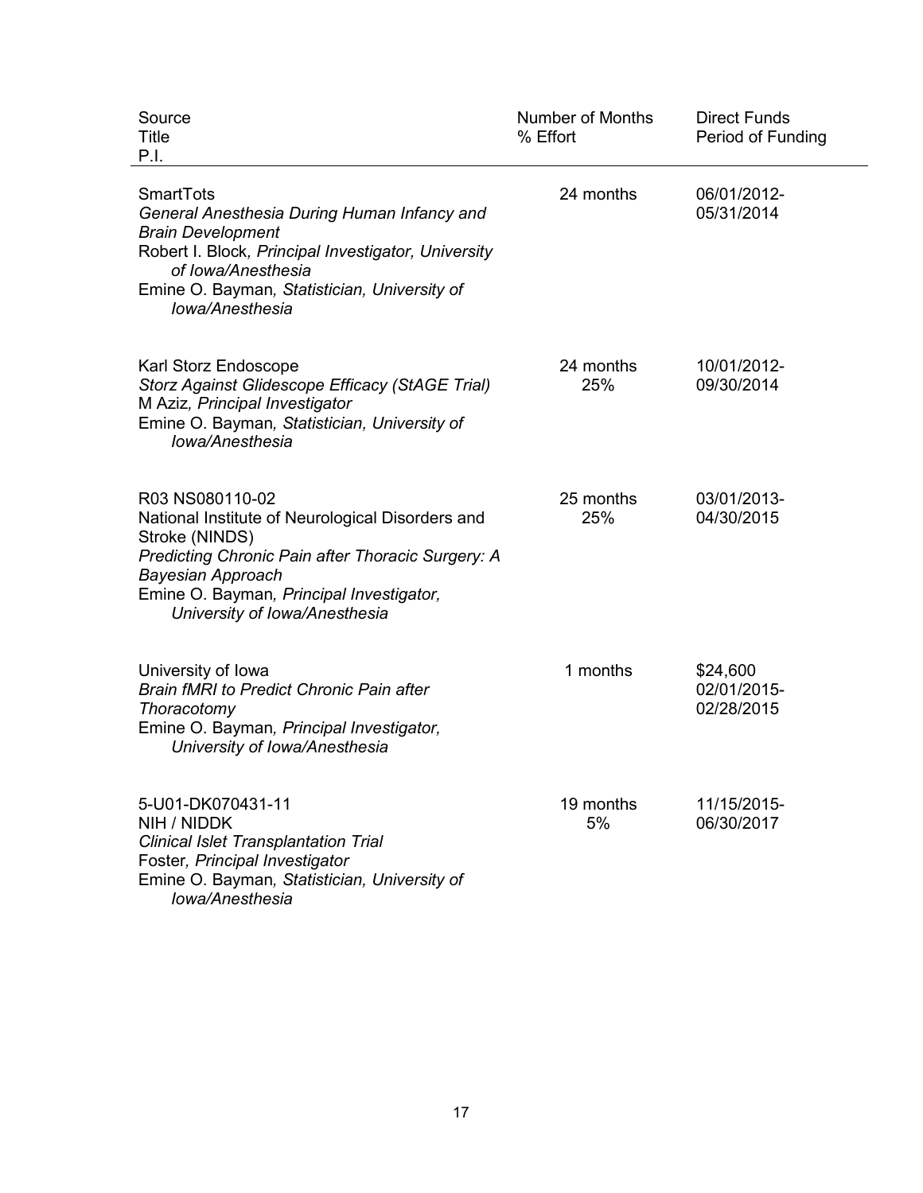| Source<br>Title<br>P.I. | Number of Months<br>% Effort | Direct Funds<br>Period of Funding |
|---|---|---|
| SmartTots<br>*General Anesthesia During Human Infancy and Brain Development*<br>Robert I. Block*, Principal Investigator, University of Iowa/Anesthesia*<br>Emine O. Bayman*, Statistician, University of Iowa/Anesthesia* | 24 months | 06/01/2012-<br>05/31/2014 |
| Karl Storz Endoscope<br>*Storz Against Glidescope Efficacy (StAGE Trial)*<br>M Aziz*, Principal Investigator*<br>Emine O. Bayman*, Statistician, University of Iowa/Anesthesia* | 24 months<br>25% | 10/01/2012-<br>09/30/2014 |
| R03 NS080110-02<br>National Institute of Neurological Disorders and Stroke (NINDS)<br>*Predicting Chronic Pain after Thoracic Surgery: A Bayesian Approach*<br>Emine O. Bayman*, Principal Investigator, University of Iowa/Anesthesia* | 25 months<br>25% | 03/01/2013-<br>04/30/2015 |
| University of Iowa<br>*Brain fMRI to Predict Chronic Pain after Thoracotomy*<br>Emine O. Bayman*, Principal Investigator, University of Iowa/Anesthesia* | 1 months | $24,600<br>02/01/2015-<br>02/28/2015 |
| 5-U01-DK070431-11<br>NIH / NIDDK<br>*Clinical Islet Transplantation Trial*<br>Foster*, Principal Investigator*<br>Emine O. Bayman*, Statistician, University of Iowa/Anesthesia* | 19 months<br>5% | 11/15/2015-<br>06/30/2017 |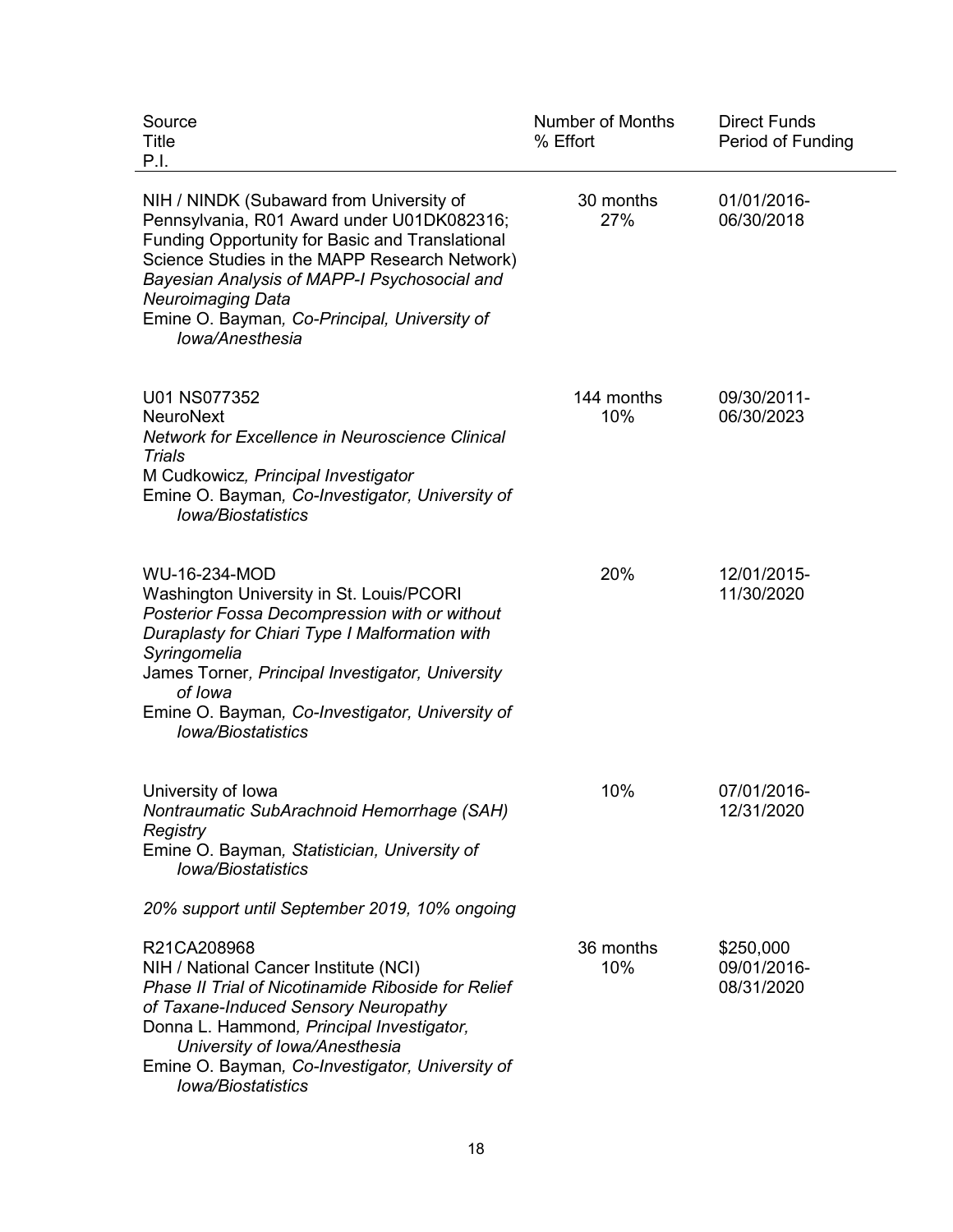| Source<br>Title<br>P.I. | Number of Months<br>% Effort | Direct Funds<br>Period of Funding |
|---|---|---|
| NIH / NINDK (Subaward from University of Pennsylvania, R01 Award under U01DK082316; Funding Opportunity for Basic and Translational Science Studies in the MAPP Research Network)<br>*Bayesian Analysis of MAPP-I Psychosocial and Neuroimaging Data*<br>Emine O. Bayman*, Co-Principal, University of Iowa/Anesthesia* | 30 months<br>27% | 01/01/2016-<br>06/30/2018 |
| U01 NS077352<br>NeuroNext<br>*Network for Excellence in Neuroscience Clinical Trials*<br>M Cudkowicz*, Principal Investigator*<br>Emine O. Bayman*, Co-Investigator, University of Iowa/Biostatistics* | 144 months<br>10% | 09/30/2011-<br>06/30/2023 |
| WU-16-234-MOD<br>Washington University in St. Louis/PCORI<br>*Posterior Fossa Decompression with or without Duraplasty for Chiari Type I Malformation with Syringomelia*<br>James Torner*, Principal Investigator, University of Iowa*<br>Emine O. Bayman*, Co-Investigator, University of Iowa/Biostatistics* | 20% | 12/01/2015-<br>11/30/2020 |
| University of Iowa<br>*Nontraumatic SubArachnoid Hemorrhage (SAH) Registry*<br>Emine O. Bayman*, Statistician, University of Iowa/Biostatistics*<br><br>*20% support until September 2019, 10% ongoing* | 10% | 07/01/2016-<br>12/31/2020 |
| R21CA208968<br>NIH / National Cancer Institute (NCI)<br>*Phase II Trial of Nicotinamide Riboside for Relief of Taxane-Induced Sensory Neuropathy*<br>Donna L. Hammond*, Principal Investigator, University of Iowa/Anesthesia*<br>Emine O. Bayman*, Co-Investigator, University of Iowa/Biostatistics* | 36 months<br>10% | $250,000<br>09/01/2016-<br>08/31/2020 |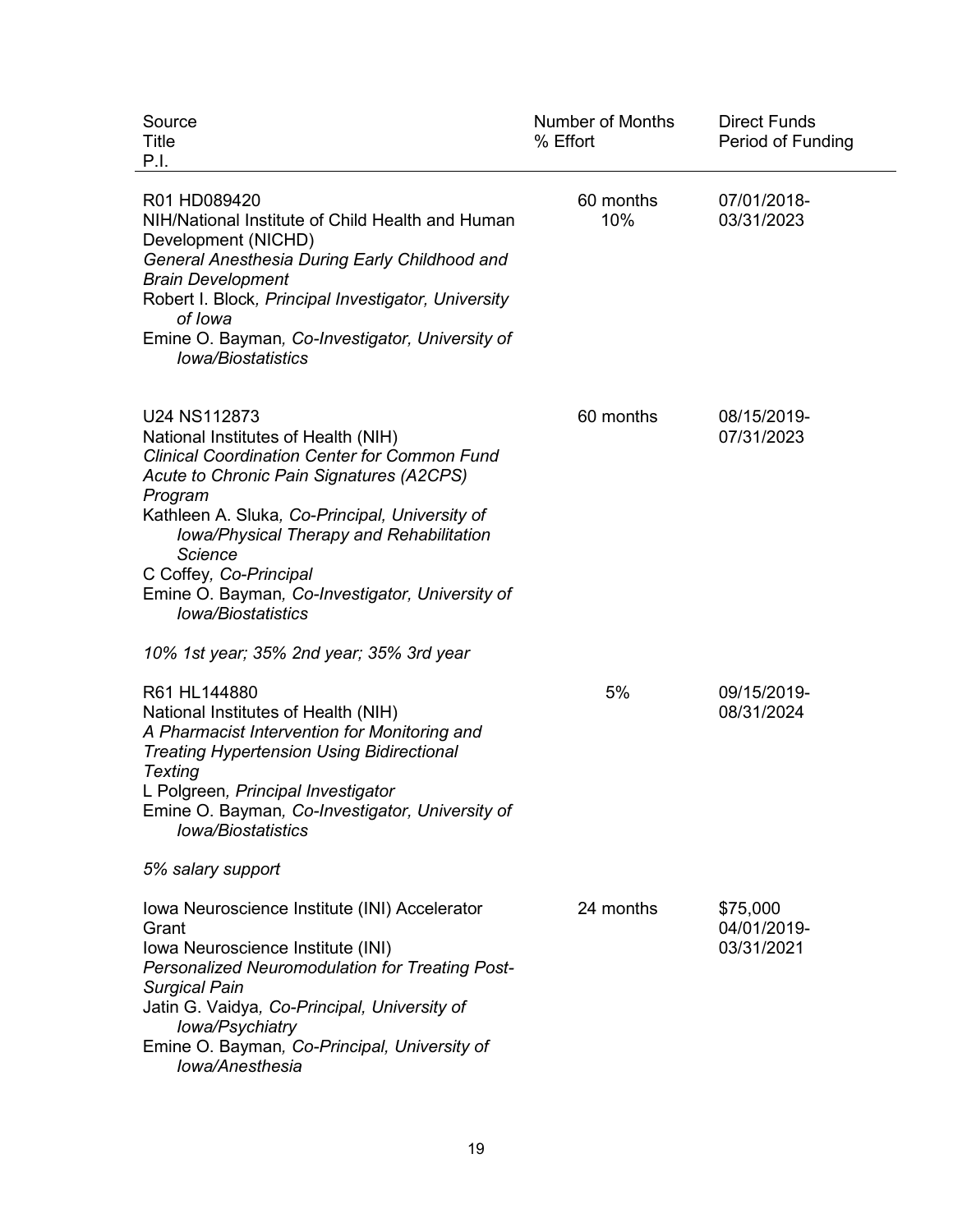| Source<br>Title<br>P.I. | Number of Months<br>% Effort | Direct Funds<br>Period of Funding |
|---|---|---|
| R01 HD089420<br>NIH/National Institute of Child Health and Human Development (NICHD)<br>*General Anesthesia During Early Childhood and Brain Development*<br>Robert I. Block*, Principal Investigator, University of Iowa*<br>Emine O. Bayman*, Co-Investigator, University of Iowa/Biostatistics* | 60 months<br>10% | 07/01/2018-<br>03/31/2023 |
| U24 NS112873<br>National Institutes of Health (NIH)<br>*Clinical Coordination Center for Common Fund Acute to Chronic Pain Signatures (A2CPS) Program*<br>Kathleen A. Sluka*, Co-Principal, University of Iowa/Physical Therapy and Rehabilitation Science*<br>C Coffey*, Co-Principal*<br>Emine O. Bayman*, Co-Investigator, University of Iowa/Biostatistics*<br><br>*10% 1st year; 35% 2nd year; 35% 3rd year* | 60 months | 08/15/2019-<br>07/31/2023 |
| R61 HL144880<br>National Institutes of Health (NIH)<br>*A Pharmacist Intervention for Monitoring and Treating Hypertension Using Bidirectional Texting*<br>L Polgreen*, Principal Investigator*<br>Emine O. Bayman*, Co-Investigator, University of Iowa/Biostatistics*<br><br>*5% salary support* | 5% | 09/15/2019-<br>08/31/2024 |
| Iowa Neuroscience Institute (INI) Accelerator Grant<br>Iowa Neuroscience Institute (INI)<br>*Personalized Neuromodulation for Treating Post-Surgical Pain*<br>Jatin G. Vaidya*, Co-Principal, University of Iowa/Psychiatry*<br>Emine O. Bayman*, Co-Principal, University of Iowa/Anesthesia* | 24 months | $75,000<br>04/01/2019-<br>03/31/2021 |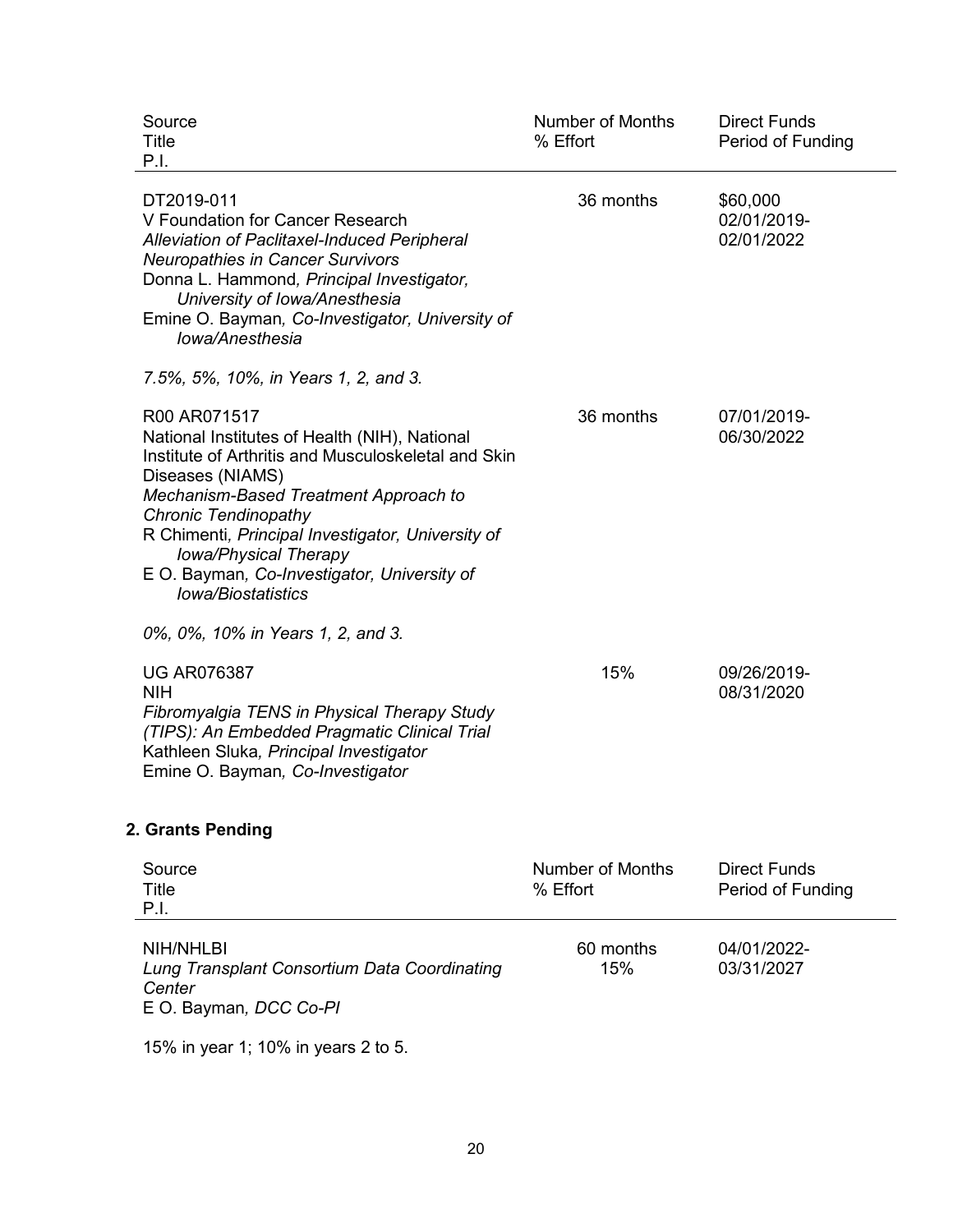| Source<br>Title<br>P.I. | Number of Months<br>% Effort | Direct Funds<br>Period of Funding |
|---|---|---|
| DT2019-011<br>V Foundation for Cancer Research<br>*Alleviation of Paclitaxel-Induced Peripheral Neuropathies in Cancer Survivors*<br>Donna L. Hammond*, Principal Investigator, University of Iowa/Anesthesia*<br>Emine O. Bayman*, Co-Investigator, University of Iowa/Anesthesia*<br><br>*7.5%, 5%, 10%, in Years 1, 2, and 3.* | 36 months | \$60,000<br>02/01/2019-02/01/2022 |
| R00 AR071517<br>National Institutes of Health (NIH), National Institute of Arthritis and Musculoskeletal and Skin Diseases (NIAMS)<br>*Mechanism-Based Treatment Approach to Chronic Tendinopathy*<br>R Chimenti*, Principal Investigator, University of Iowa/Physical Therapy*<br>E O. Bayman*, Co-Investigator, University of Iowa/Biostatistics*<br><br>*0%, 0%, 10% in Years 1, 2, and 3.* | 36 months | 07/01/2019-06/30/2022 |
| UG AR076387<br>NIH<br>*Fibromyalgia TENS in Physical Therapy Study (TIPS): An Embedded Pragmatic Clinical Trial*<br>Kathleen Sluka*, Principal Investigator*<br>Emine O. Bayman*, Co-Investigator* | 15% | 09/26/2019-08/31/2020 |

## 2. Grants Pending

| Source<br>Title<br>P.I. | Number of Months<br>% Effort | Direct Funds<br>Period of Funding |
|---|---|---|
| NIH/NHLBI<br>*Lung Transplant Consortium Data Coordinating Center*<br>E O. Bayman*, DCC Co-PI*<br><br>15% in year 1; 10% in years 2 to 5. | 60 months<br>15% | 04/01/2022-03/31/2027 |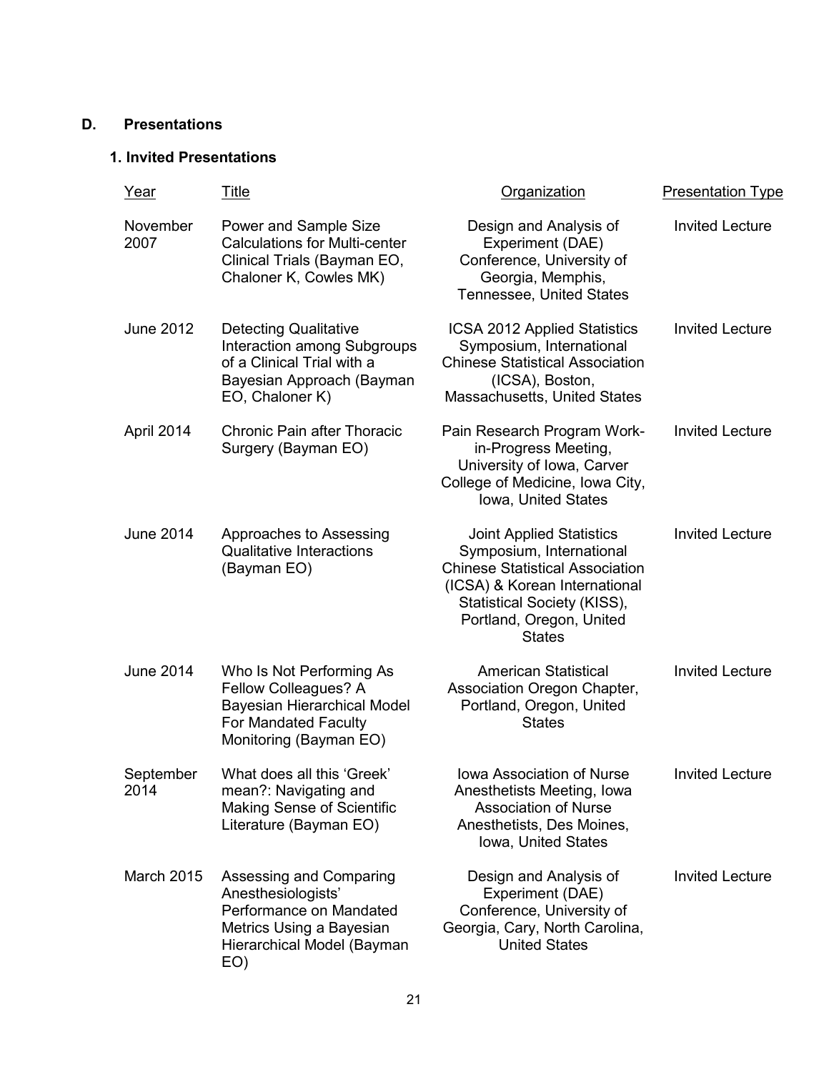## D. Presentations

### 1. Invited Presentations

| Year | Title | Organization | Presentation Type |
|---|---|---|---|
| November 2007 | Power and Sample Size Calculations for Multi-center Clinical Trials (Bayman EO, Chaloner K, Cowles MK) | Design and Analysis of Experiment (DAE) Conference, University of Georgia, Memphis, Tennessee, United States | Invited Lecture |
| June 2012 | Detecting Qualitative Interaction among Subgroups of a Clinical Trial with a Bayesian Approach (Bayman EO, Chaloner K) | ICSA 2012 Applied Statistics Symposium, International Chinese Statistical Association (ICSA), Boston, Massachusetts, United States | Invited Lecture |
| April 2014 | Chronic Pain after Thoracic Surgery (Bayman EO) | Pain Research Program Work-in-Progress Meeting, University of Iowa, Carver College of Medicine, Iowa City, Iowa, United States | Invited Lecture |
| June 2014 | Approaches to Assessing Qualitative Interactions (Bayman EO) | Joint Applied Statistics Symposium, International Chinese Statistical Association (ICSA) & Korean International Statistical Society (KISS), Portland, Oregon, United States | Invited Lecture |
| June 2014 | Who Is Not Performing As Fellow Colleagues? A Bayesian Hierarchical Model For Mandated Faculty Monitoring (Bayman EO) | American Statistical Association Oregon Chapter, Portland, Oregon, United States | Invited Lecture |
| September 2014 | What does all this 'Greek' mean?: Navigating and Making Sense of Scientific Literature (Bayman EO) | Iowa Association of Nurse Anesthetists Meeting, Iowa Association of Nurse Anesthetists, Des Moines, Iowa, United States | Invited Lecture |
| March 2015 | Assessing and Comparing Anesthesiologists' Performance on Mandated Metrics Using a Bayesian Hierarchical Model (Bayman EO) | Design and Analysis of Experiment (DAE) Conference, University of Georgia, Cary, North Carolina, United States | Invited Lecture |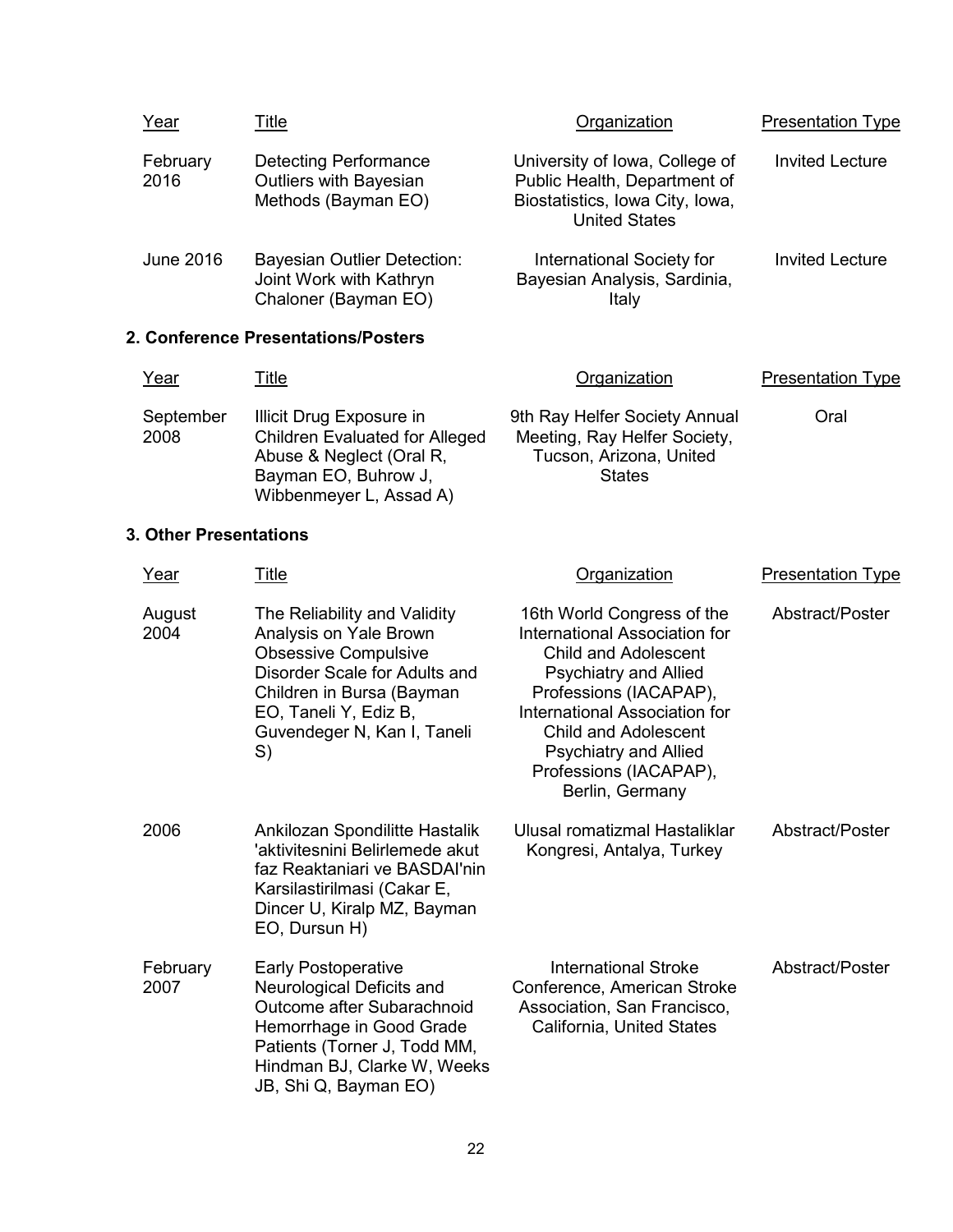| Year | Title | Organization | Presentation Type |
|---|---|---|---|
| February 2016 | Detecting Performance Outliers with Bayesian Methods (Bayman EO) | University of Iowa, College of Public Health, Department of Biostatistics, Iowa City, Iowa, United States | Invited Lecture |
| June 2016 | Bayesian Outlier Detection: Joint Work with Kathryn Chaloner (Bayman EO) | International Society for Bayesian Analysis, Sardinia, Italy | Invited Lecture |

**2. Conference Presentations/Posters**

| Year | Title | Organization | Presentation Type |
|---|---|---|---|
| September 2008 | Illicit Drug Exposure in Children Evaluated for Alleged Abuse & Neglect (Oral R, Bayman EO, Buhrow J, Wibbenmeyer L, Assad A) | 9th Ray Helfer Society Annual Meeting, Ray Helfer Society, Tucson, Arizona, United States | Oral |

**3. Other Presentations**

| Year | Title | Organization | Presentation Type |
|---|---|---|---|
| August 2004 | The Reliability and Validity Analysis on Yale Brown Obsessive Compulsive Disorder Scale for Adults and Children in Bursa (Bayman EO, Taneli Y, Ediz B, Guvendeger N, Kan I, Taneli S) | 16th World Congress of the International Association for Child and Adolescent Psychiatry and Allied Professions (IACAPAP), International Association for Child and Adolescent Psychiatry and Allied Professions (IACAPAP), Berlin, Germany | Abstract/Poster |
| 2006 | Ankilozan Spondilitte Hastalik 'aktivitesnini Belirlemede akut faz Reaktaniari ve BASDAI'nin Karsilastirilmasi (Cakar E, Dincer U, Kiralp MZ, Bayman EO, Dursun H) | Ulusal romatizmal Hastaliklar Kongresi, Antalya, Turkey | Abstract/Poster |
| February 2007 | Early Postoperative Neurological Deficits and Outcome after Subarachnoid Hemorrhage in Good Grade Patients (Torner J, Todd MM, Hindman BJ, Clarke W, Weeks JB, Shi Q, Bayman EO) | International Stroke Conference, American Stroke Association, San Francisco, California, United States | Abstract/Poster |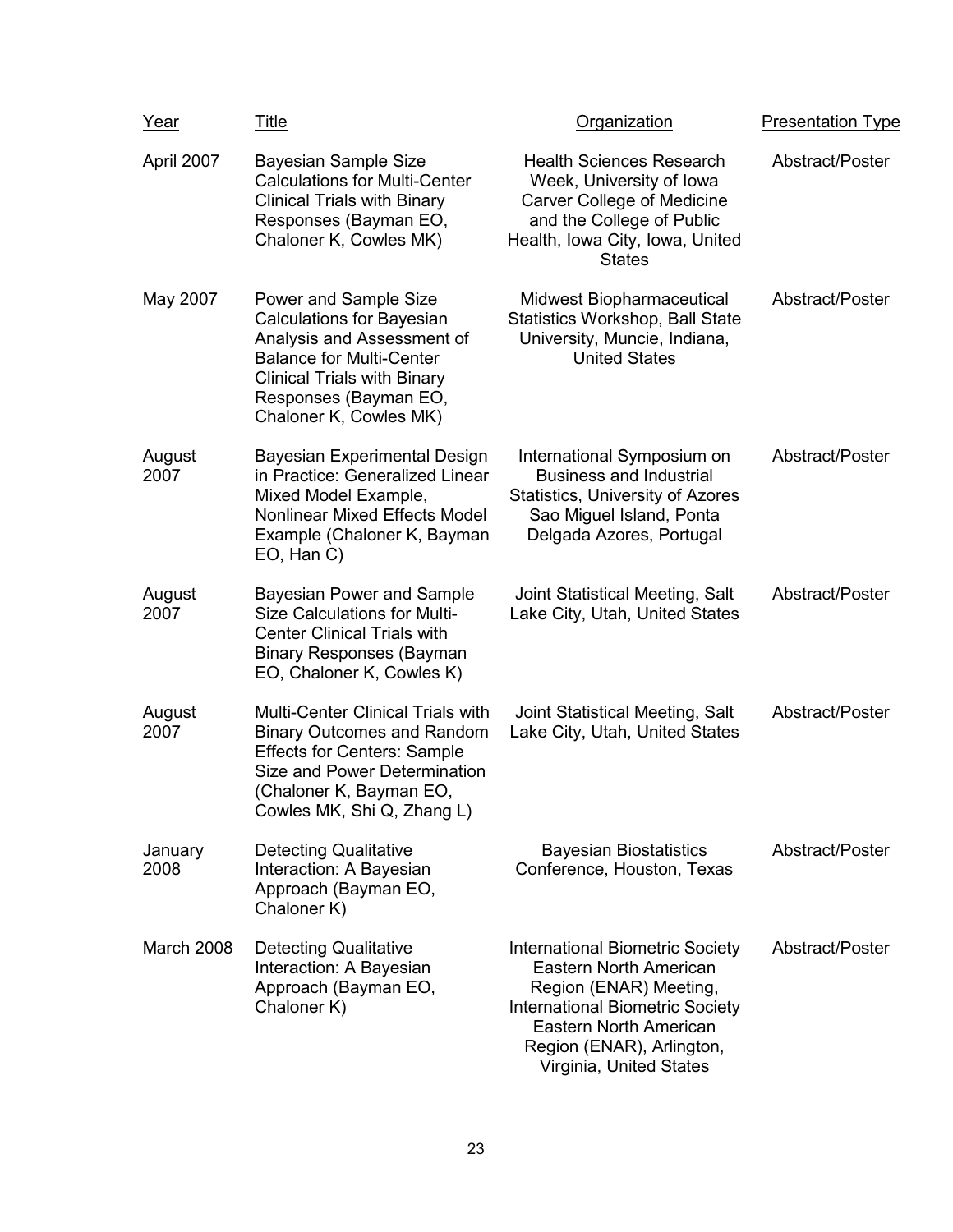| Year | Title | Organization | Presentation Type |
|---|---|---|---|
| April 2007 | Bayesian Sample Size Calculations for Multi-Center Clinical Trials with Binary Responses (Bayman EO, Chaloner K, Cowles MK) | Health Sciences Research Week, University of Iowa Carver College of Medicine and the College of Public Health, Iowa City, Iowa, United States | Abstract/Poster |
| May 2007 | Power and Sample Size Calculations for Bayesian Analysis and Assessment of Balance for Multi-Center Clinical Trials with Binary Responses (Bayman EO, Chaloner K, Cowles MK) | Midwest Biopharmaceutical Statistics Workshop, Ball State University, Muncie, Indiana, United States | Abstract/Poster |
| August 2007 | Bayesian Experimental Design in Practice: Generalized Linear Mixed Model Example, Nonlinear Mixed Effects Model Example (Chaloner K, Bayman EO, Han C) | International Symposium on Business and Industrial Statistics, University of Azores Sao Miguel Island, Ponta Delgada Azores, Portugal | Abstract/Poster |
| August 2007 | Bayesian Power and Sample Size Calculations for Multi-Center Clinical Trials with Binary Responses (Bayman EO, Chaloner K, Cowles K) | Joint Statistical Meeting, Salt Lake City, Utah, United States | Abstract/Poster |
| August 2007 | Multi-Center Clinical Trials with Binary Outcomes and Random Effects for Centers: Sample Size and Power Determination (Chaloner K, Bayman EO, Cowles MK, Shi Q, Zhang L) | Joint Statistical Meeting, Salt Lake City, Utah, United States | Abstract/Poster |
| January 2008 | Detecting Qualitative Interaction: A Bayesian Approach (Bayman EO, Chaloner K) | Bayesian Biostatistics Conference, Houston, Texas | Abstract/Poster |
| March 2008 | Detecting Qualitative Interaction: A Bayesian Approach (Bayman EO, Chaloner K) | International Biometric Society Eastern North American Region (ENAR) Meeting, International Biometric Society Eastern North American Region (ENAR), Arlington, Virginia, United States | Abstract/Poster |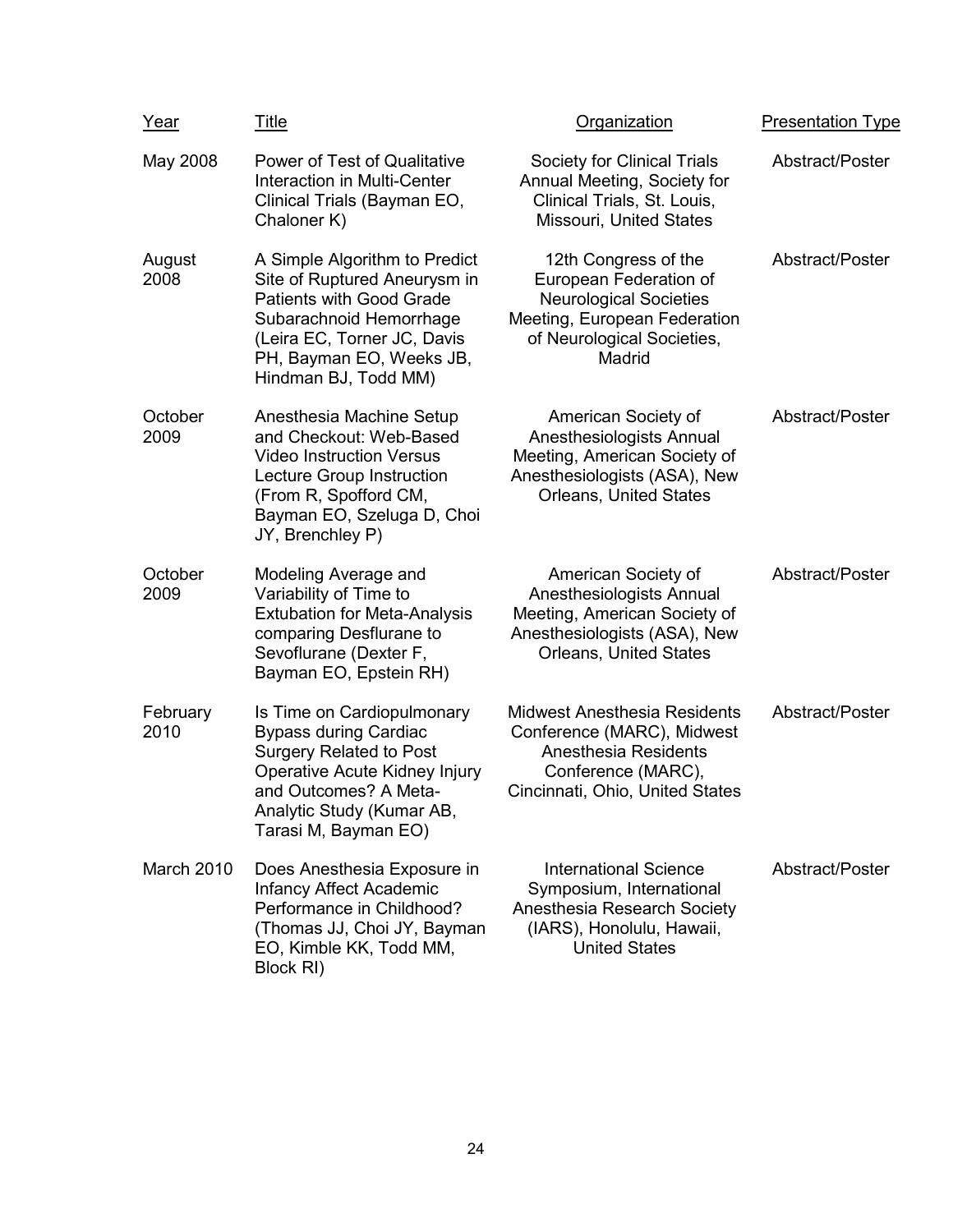| Year | Title | Organization | Presentation Type |
|---|---|---|---|
| May 2008 | Power of Test of Qualitative Interaction in Multi-Center Clinical Trials (Bayman EO, Chaloner K) | Society for Clinical Trials Annual Meeting, Society for Clinical Trials, St. Louis, Missouri, United States | Abstract/Poster |
| August 2008 | A Simple Algorithm to Predict Site of Ruptured Aneurysm in Patients with Good Grade Subarachnoid Hemorrhage (Leira EC, Torner JC, Davis PH, Bayman EO, Weeks JB, Hindman BJ, Todd MM) | 12th Congress of the European Federation of Neurological Societies Meeting, European Federation of Neurological Societies, Madrid | Abstract/Poster |
| October 2009 | Anesthesia Machine Setup and Checkout: Web-Based Video Instruction Versus Lecture Group Instruction (From R, Spofford CM, Bayman EO, Szeluga D, Choi JY, Brenchley P) | American Society of Anesthesiologists Annual Meeting, American Society of Anesthesiologists (ASA), New Orleans, United States | Abstract/Poster |
| October 2009 | Modeling Average and Variability of Time to Extubation for Meta-Analysis comparing Desflurane to Sevoflurane (Dexter F, Bayman EO, Epstein RH) | American Society of Anesthesiologists Annual Meeting, American Society of Anesthesiologists (ASA), New Orleans, United States | Abstract/Poster |
| February 2010 | Is Time on Cardiopulmonary Bypass during Cardiac Surgery Related to Post Operative Acute Kidney Injury and Outcomes? A Meta-Analytic Study (Kumar AB, Tarasi M, Bayman EO) | Midwest Anesthesia Residents Conference (MARC), Midwest Anesthesia Residents Conference (MARC), Cincinnati, Ohio, United States | Abstract/Poster |
| March 2010 | Does Anesthesia Exposure in Infancy Affect Academic Performance in Childhood? (Thomas JJ, Choi JY, Bayman EO, Kimble KK, Todd MM, Block RI) | International Science Symposium, International Anesthesia Research Society (IARS), Honolulu, Hawaii, United States | Abstract/Poster |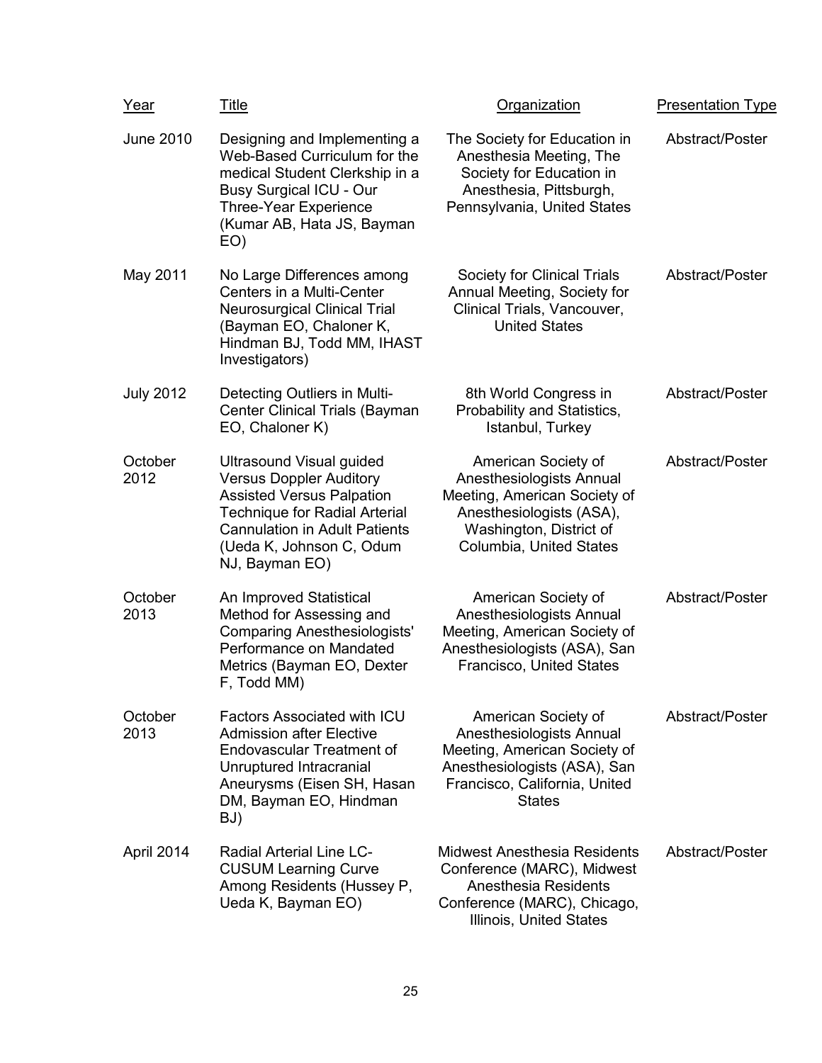| Year | Title | Organization | Presentation Type |
|---|---|---|---|
| June 2010 | Designing and Implementing a Web-Based Curriculum for the medical Student Clerkship in a Busy Surgical ICU - Our Three-Year Experience (Kumar AB, Hata JS, Bayman EO) | The Society for Education in Anesthesia Meeting, The Society for Education in Anesthesia, Pittsburgh, Pennsylvania, United States | Abstract/Poster |
| May 2011 | No Large Differences among Centers in a Multi-Center Neurosurgical Clinical Trial (Bayman EO, Chaloner K, Hindman BJ, Todd MM, IHAST Investigators) | Society for Clinical Trials Annual Meeting, Society for Clinical Trials, Vancouver, United States | Abstract/Poster |
| July 2012 | Detecting Outliers in Multi-Center Clinical Trials (Bayman EO, Chaloner K) | 8th World Congress in Probability and Statistics, Istanbul, Turkey | Abstract/Poster |
| October 2012 | Ultrasound Visual guided Versus Doppler Auditory Assisted Versus Palpation Technique for Radial Arterial Cannulation in Adult Patients (Ueda K, Johnson C, Odum NJ, Bayman EO) | American Society of Anesthesiologists Annual Meeting, American Society of Anesthesiologists (ASA), Washington, District of Columbia, United States | Abstract/Poster |
| October 2013 | An Improved Statistical Method for Assessing and Comparing Anesthesiologists' Performance on Mandated Metrics (Bayman EO, Dexter F, Todd MM) | American Society of Anesthesiologists Annual Meeting, American Society of Anesthesiologists (ASA), San Francisco, United States | Abstract/Poster |
| October 2013 | Factors Associated with ICU Admission after Elective Endovascular Treatment of Unruptured Intracranial Aneurysms (Eisen SH, Hasan DM, Bayman EO, Hindman BJ) | American Society of Anesthesiologists Annual Meeting, American Society of Anesthesiologists (ASA), San Francisco, California, United States | Abstract/Poster |
| April 2014 | Radial Arterial Line LC-CUSUM Learning Curve Among Residents (Hussey P, Ueda K, Bayman EO) | Midwest Anesthesia Residents Conference (MARC), Midwest Anesthesia Residents Conference (MARC), Chicago, Illinois, United States | Abstract/Poster |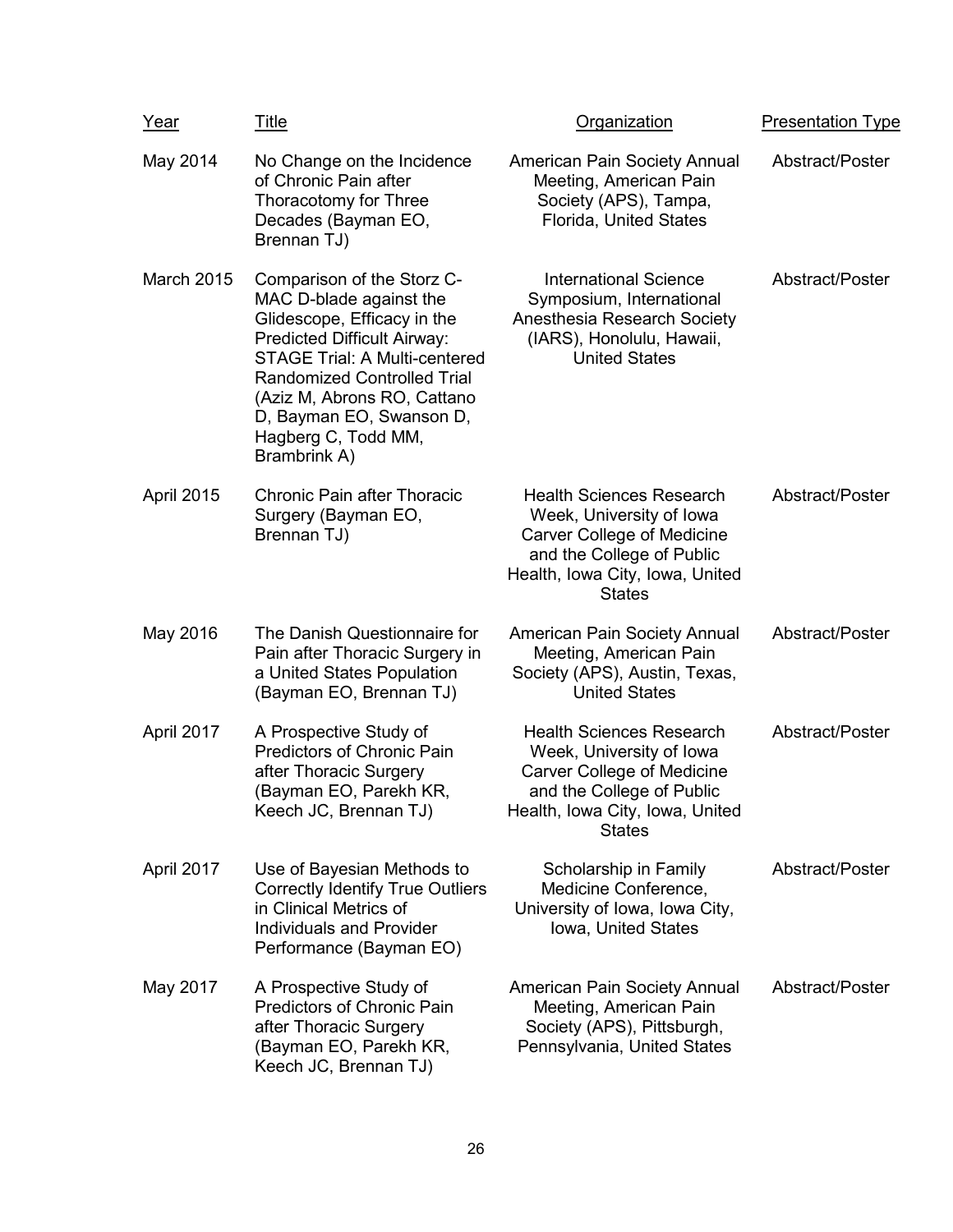| Year | Title | Organization | Presentation Type |
| --- | --- | --- | --- |
| May 2014 | No Change on the Incidence of Chronic Pain after Thoracotomy for Three Decades (Bayman EO, Brennan TJ) | American Pain Society Annual Meeting, American Pain Society (APS), Tampa, Florida, United States | Abstract/Poster |
| March 2015 | Comparison of the Storz C-MAC D-blade against the Glidescope, Efficacy in the Predicted Difficult Airway: STAGE Trial: A Multi-centered Randomized Controlled Trial (Aziz M, Abrons RO, Cattano D, Bayman EO, Swanson D, Hagberg C, Todd MM, Brambrink A) | International Science Symposium, International Anesthesia Research Society (IARS), Honolulu, Hawaii, United States | Abstract/Poster |
| April 2015 | Chronic Pain after Thoracic Surgery (Bayman EO, Brennan TJ) | Health Sciences Research Week, University of Iowa Carver College of Medicine and the College of Public Health, Iowa City, Iowa, United States | Abstract/Poster |
| May 2016 | The Danish Questionnaire for Pain after Thoracic Surgery in a United States Population (Bayman EO, Brennan TJ) | American Pain Society Annual Meeting, American Pain Society (APS), Austin, Texas, United States | Abstract/Poster |
| April 2017 | A Prospective Study of Predictors of Chronic Pain after Thoracic Surgery (Bayman EO, Parekh KR, Keech JC, Brennan TJ) | Health Sciences Research Week, University of Iowa Carver College of Medicine and the College of Public Health, Iowa City, Iowa, United States | Abstract/Poster |
| April 2017 | Use of Bayesian Methods to Correctly Identify True Outliers in Clinical Metrics of Individuals and Provider Performance (Bayman EO) | Scholarship in Family Medicine Conference, University of Iowa, Iowa City, Iowa, United States | Abstract/Poster |
| May 2017 | A Prospective Study of Predictors of Chronic Pain after Thoracic Surgery (Bayman EO, Parekh KR, Keech JC, Brennan TJ) | American Pain Society Annual Meeting, American Pain Society (APS), Pittsburgh, Pennsylvania, United States | Abstract/Poster |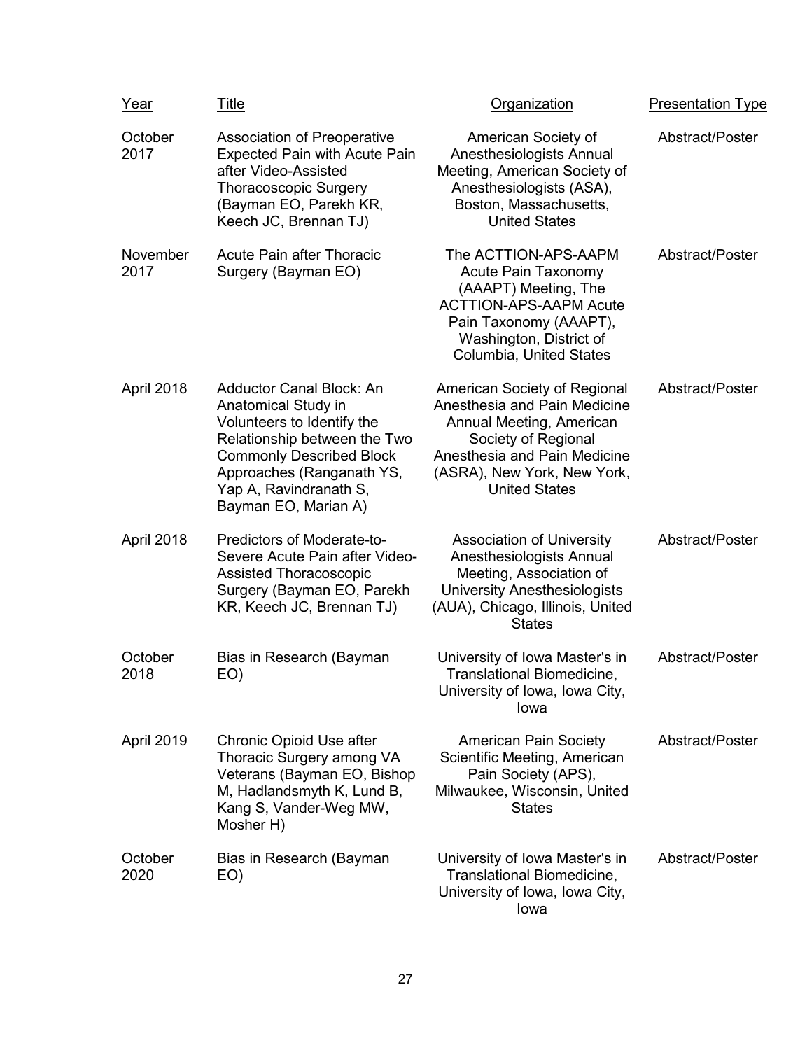| Year | Title | Organization | Presentation Type |
| --- | --- | --- | --- |
| October 2017 | Association of Preoperative Expected Pain with Acute Pain after Video-Assisted Thoracoscopic Surgery (Bayman EO, Parekh KR, Keech JC, Brennan TJ) | American Society of Anesthesiologists Annual Meeting, American Society of Anesthesiologists (ASA), Boston, Massachusetts, United States | Abstract/Poster |
| November 2017 | Acute Pain after Thoracic Surgery (Bayman EO) | The ACTTION-APS-AAPM Acute Pain Taxonomy (AAAPT) Meeting, The ACTTION-APS-AAPM Acute Pain Taxonomy (AAAPT), Washington, District of Columbia, United States | Abstract/Poster |
| April 2018 | Adductor Canal Block: An Anatomical Study in Volunteers to Identify the Relationship between the Two Commonly Described Block Approaches (Ranganath YS, Yap A, Ravindranath S, Bayman EO, Marian A) | American Society of Regional Anesthesia and Pain Medicine Annual Meeting, American Society of Regional Anesthesia and Pain Medicine (ASRA), New York, New York, United States | Abstract/Poster |
| April 2018 | Predictors of Moderate-to-Severe Acute Pain after Video-Assisted Thoracoscopic Surgery (Bayman EO, Parekh KR, Keech JC, Brennan TJ) | Association of University Anesthesiologists Annual Meeting, Association of University Anesthesiologists (AUA), Chicago, Illinois, United States | Abstract/Poster |
| October 2018 | Bias in Research (Bayman EO) | University of Iowa Master's in Translational Biomedicine, University of Iowa, Iowa City, Iowa | Abstract/Poster |
| April 2019 | Chronic Opioid Use after Thoracic Surgery among VA Veterans (Bayman EO, Bishop M, Hadlandsmyth K, Lund B, Kang S, Vander-Weg MW, Mosher H) | American Pain Society Scientific Meeting, American Pain Society (APS), Milwaukee, Wisconsin, United States | Abstract/Poster |
| October 2020 | Bias in Research (Bayman EO) | University of Iowa Master's in Translational Biomedicine, University of Iowa, Iowa City, Iowa | Abstract/Poster |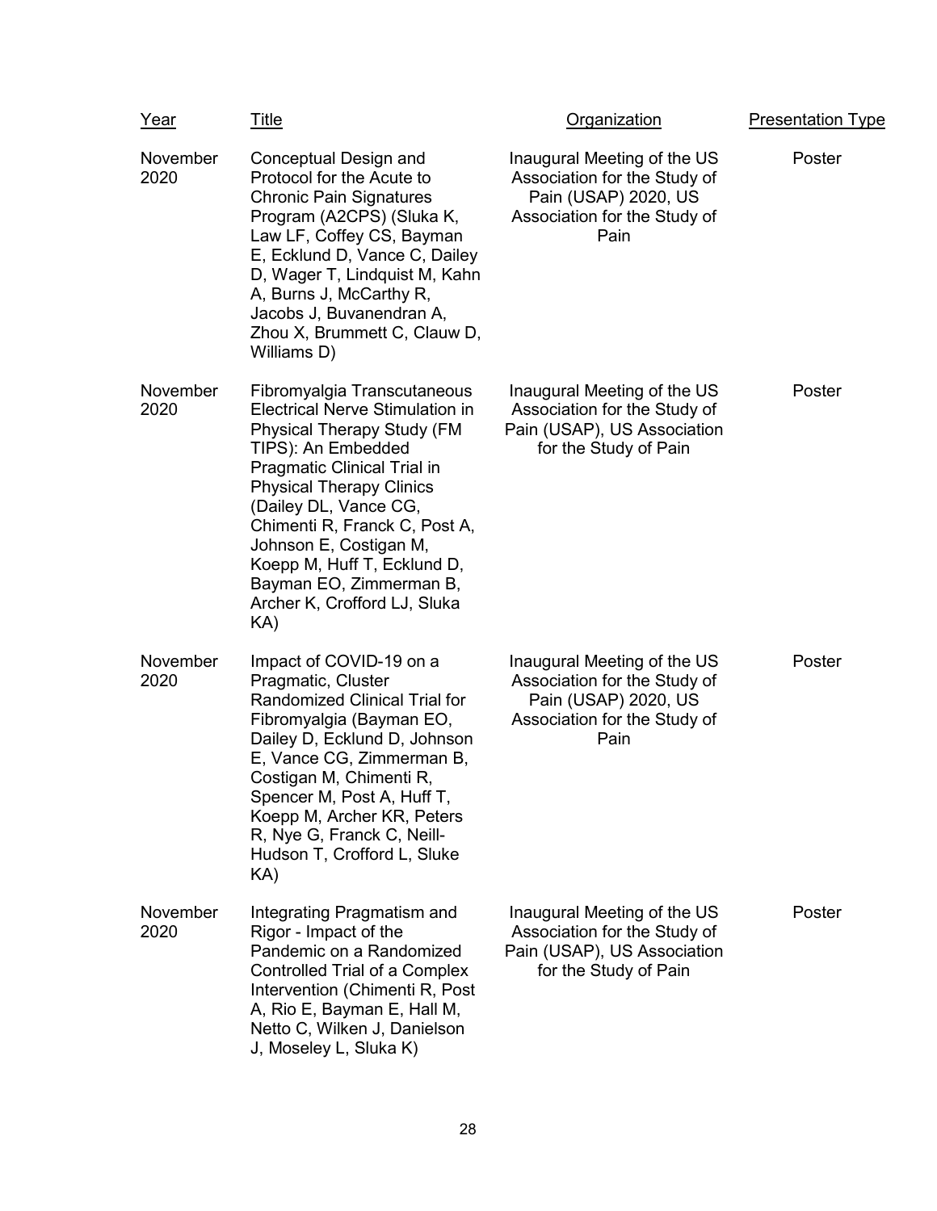| Year | Title | Organization | Presentation Type |
| --- | --- | --- | --- |
| November 2020 | Conceptual Design and Protocol for the Acute to Chronic Pain Signatures Program (A2CPS) (Sluka K, Law LF, Coffey CS, Bayman E, Ecklund D, Vance C, Dailey D, Wager T, Lindquist M, Kahn A, Burns J, McCarthy R, Jacobs J, Buvanendran A, Zhou X, Brummett C, Clauw D, Williams D) | Inaugural Meeting of the US Association for the Study of Pain (USAP) 2020, US Association for the Study of Pain | Poster |
| November 2020 | Fibromyalgia Transcutaneous Electrical Nerve Stimulation in Physical Therapy Study (FM TIPS): An Embedded Pragmatic Clinical Trial in Physical Therapy Clinics (Dailey DL, Vance CG, Chimenti R, Franck C, Post A, Johnson E, Costigan M, Koepp M, Huff T, Ecklund D, Bayman EO, Zimmerman B, Archer K, Crofford LJ, Sluka KA) | Inaugural Meeting of the US Association for the Study of Pain (USAP), US Association for the Study of Pain | Poster |
| November 2020 | Impact of COVID-19 on a Pragmatic, Cluster Randomized Clinical Trial for Fibromyalgia (Bayman EO, Dailey D, Ecklund D, Johnson E, Vance CG, Zimmerman B, Costigan M, Chimenti R, Spencer M, Post A, Huff T, Koepp M, Archer KR, Peters R, Nye G, Franck C, Neill-Hudson T, Crofford L, Sluke KA) | Inaugural Meeting of the US Association for the Study of Pain (USAP) 2020, US Association for the Study of Pain | Poster |
| November 2020 | Integrating Pragmatism and Rigor - Impact of the Pandemic on a Randomized Controlled Trial of a Complex Intervention (Chimenti R, Post A, Rio E, Bayman E, Hall M, Netto C, Wilken J, Danielson J, Moseley L, Sluka K) | Inaugural Meeting of the US Association for the Study of Pain (USAP), US Association for the Study of Pain | Poster |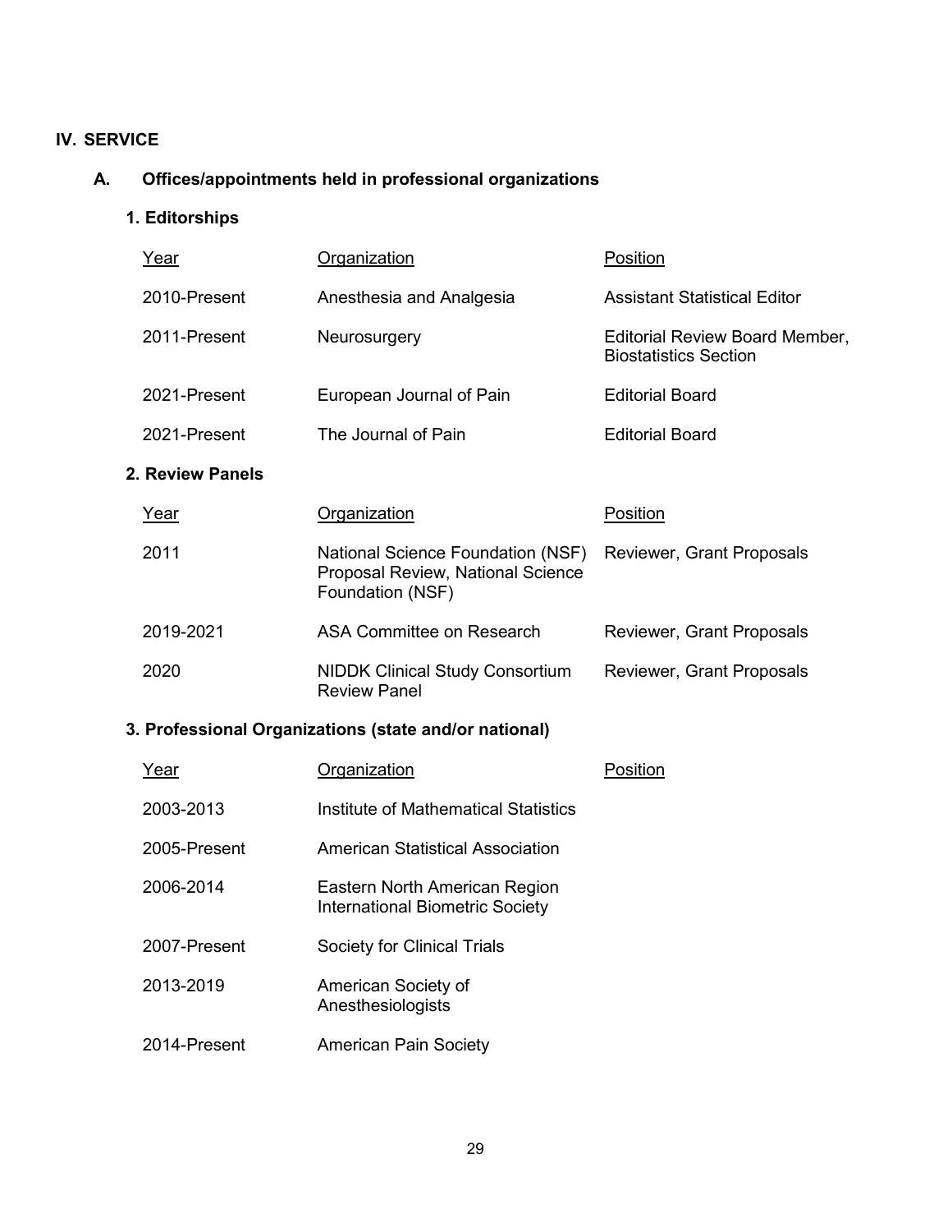# IV. SERVICE

## A. Offices/appointments held in professional organizations

### 1. Editorships

| Year | Organization | Position |
|---|---|---|
| 2010-Present | Anesthesia and Analgesia | Assistant Statistical Editor |
| 2011-Present | Neurosurgery | Editorial Review Board Member, Biostatistics Section |
| 2021-Present | European Journal of Pain | Editorial Board |
| 2021-Present | The Journal of Pain | Editorial Board |

### 2. Review Panels

| Year | Organization | Position |
|---|---|---|
| 2011 | National Science Foundation (NSF) Proposal Review, National Science Foundation (NSF) | Reviewer, Grant Proposals |
| 2019-2021 | ASA Committee on Research | Reviewer, Grant Proposals |
| 2020 | NIDDK Clinical Study Consortium Review Panel | Reviewer, Grant Proposals |

### 3. Professional Organizations (state and/or national)

| Year | Organization | Position |
|---|---|---|
| 2003-2013 | Institute of Mathematical Statistics | |
| 2005-Present | American Statistical Association | |
| 2006-2014 | Eastern North American Region International Biometric Society | |
| 2007-Present | Society for Clinical Trials | |
| 2013-2019 | American Society of Anesthesiologists | |
| 2014-Present | American Pain Society | |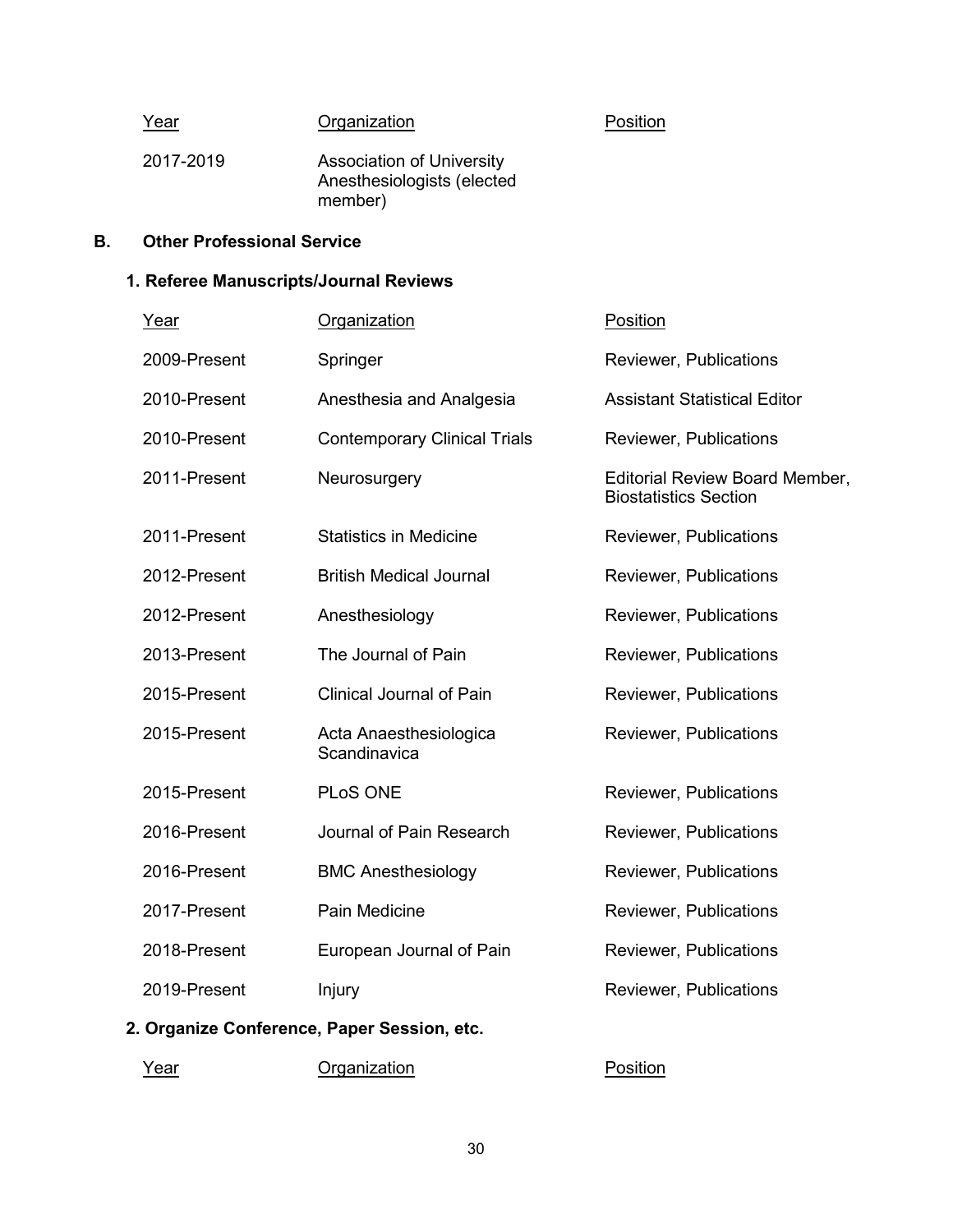| Year | Organization | Position |
| --- | --- | --- |
| 2017-2019 | Association of University Anesthesiologists (elected member) | |

## B. Other Professional Service

### 1. Referee Manuscripts/Journal Reviews

| Year | Organization | Position |
| --- | --- | --- |
| 2009-Present | Springer | Reviewer, Publications |
| 2010-Present | Anesthesia and Analgesia | Assistant Statistical Editor |
| 2010-Present | Contemporary Clinical Trials | Reviewer, Publications |
| 2011-Present | Neurosurgery | Editorial Review Board Member, Biostatistics Section |
| 2011-Present | Statistics in Medicine | Reviewer, Publications |
| 2012-Present | British Medical Journal | Reviewer, Publications |
| 2012-Present | Anesthesiology | Reviewer, Publications |
| 2013-Present | The Journal of Pain | Reviewer, Publications |
| 2015-Present | Clinical Journal of Pain | Reviewer, Publications |
| 2015-Present | Acta Anaesthesiologica Scandinavica | Reviewer, Publications |
| 2015-Present | PLoS ONE | Reviewer, Publications |
| 2016-Present | Journal of Pain Research | Reviewer, Publications |
| 2016-Present | BMC Anesthesiology | Reviewer, Publications |
| 2017-Present | Pain Medicine | Reviewer, Publications |
| 2018-Present | European Journal of Pain | Reviewer, Publications |
| 2019-Present | Injury | Reviewer, Publications |

### 2. Organize Conference, Paper Session, etc.

| Year | Organization | Position |
| --- | --- | --- |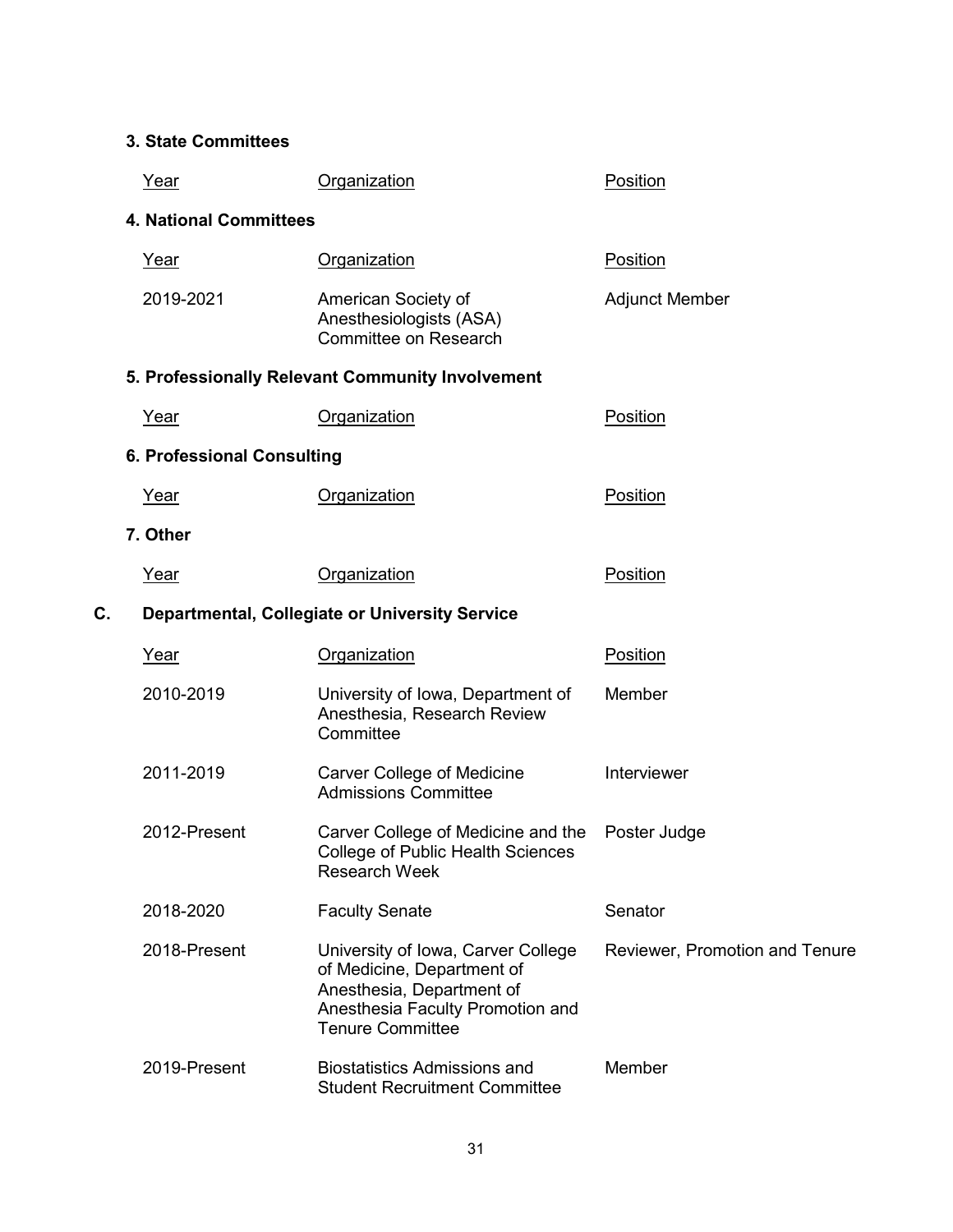### 3. State Committees

| Year | Organization | Position |
| --- | --- | --- |

### 4. National Committees

| Year | Organization | Position |
| --- | --- | --- |
| 2019-2021 | American Society of Anesthesiologists (ASA) Committee on Research | Adjunct Member |

### 5. Professionally Relevant Community Involvement

| Year | Organization | Position |
| --- | --- | --- |

### 6. Professional Consulting

| Year | Organization | Position |
| --- | --- | --- |

### 7. Other

| Year | Organization | Position |
| --- | --- | --- |

## C. Departmental, Collegiate or University Service

| Year | Organization | Position |
| --- | --- | --- |
| 2010-2019 | University of Iowa, Department of Anesthesia, Research Review Committee | Member |
| 2011-2019 | Carver College of Medicine Admissions Committee | Interviewer |
| 2012-Present | Carver College of Medicine and the College of Public Health Sciences Research Week | Poster Judge |
| 2018-2020 | Faculty Senate | Senator |
| 2018-Present | University of Iowa, Carver College of Medicine, Department of Anesthesia, Department of Anesthesia Faculty Promotion and Tenure Committee | Reviewer, Promotion and Tenure |
| 2019-Present | Biostatistics Admissions and Student Recruitment Committee | Member |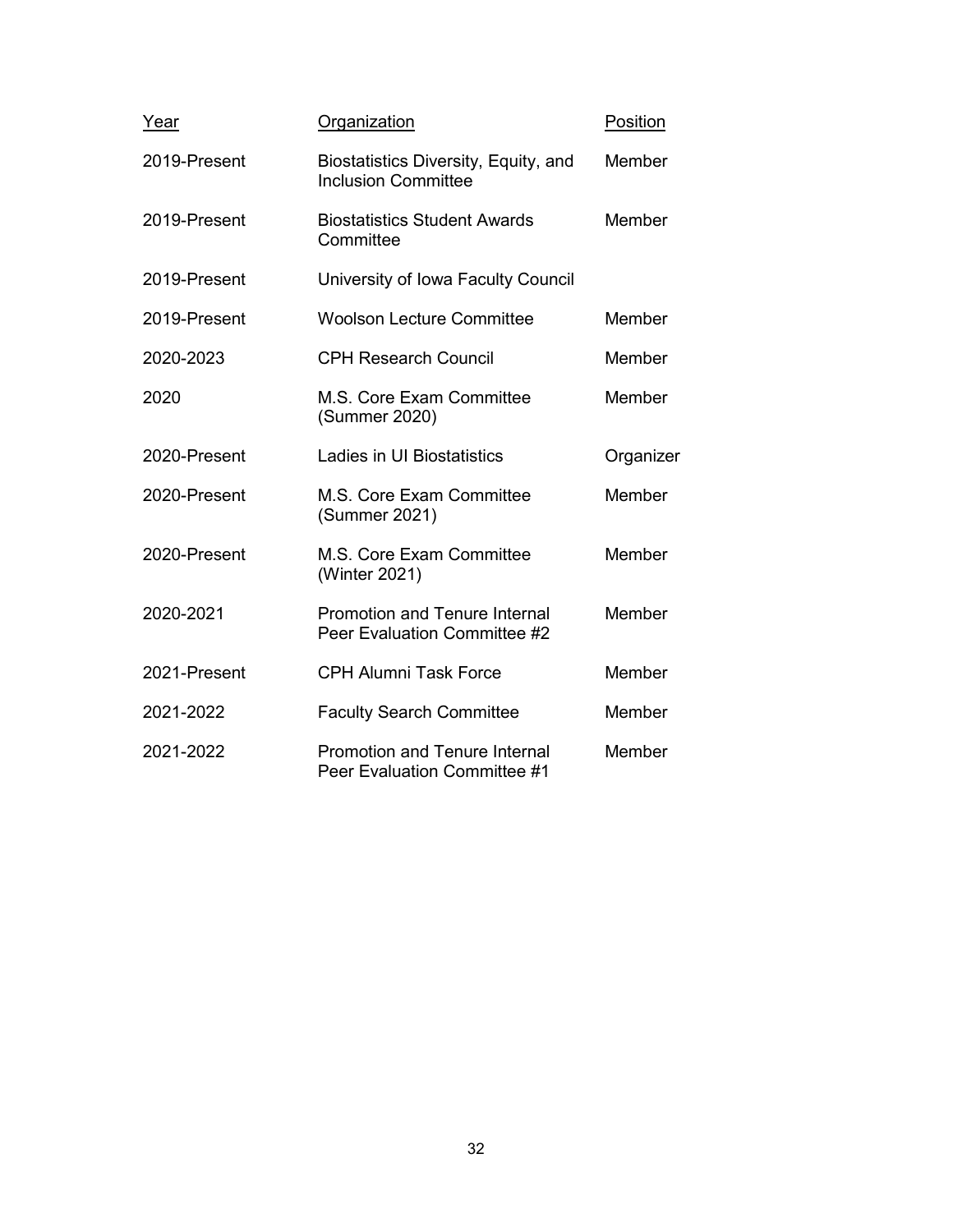| Year | Organization | Position |
|---|---|---|
| 2019-Present | Biostatistics Diversity, Equity, and Inclusion Committee | Member |
| 2019-Present | Biostatistics Student Awards Committee | Member |
| 2019-Present | University of Iowa Faculty Council | |
| 2019-Present | Woolson Lecture Committee | Member |
| 2020-2023 | CPH Research Council | Member |
| 2020 | M.S. Core Exam Committee (Summer 2020) | Member |
| 2020-Present | Ladies in UI Biostatistics | Organizer |
| 2020-Present | M.S. Core Exam Committee (Summer 2021) | Member |
| 2020-Present | M.S. Core Exam Committee (Winter 2021) | Member |
| 2020-2021 | Promotion and Tenure Internal Peer Evaluation Committee #2 | Member |
| 2021-Present | CPH Alumni Task Force | Member |
| 2021-2022 | Faculty Search Committee | Member |
| 2021-2022 | Promotion and Tenure Internal Peer Evaluation Committee #1 | Member |